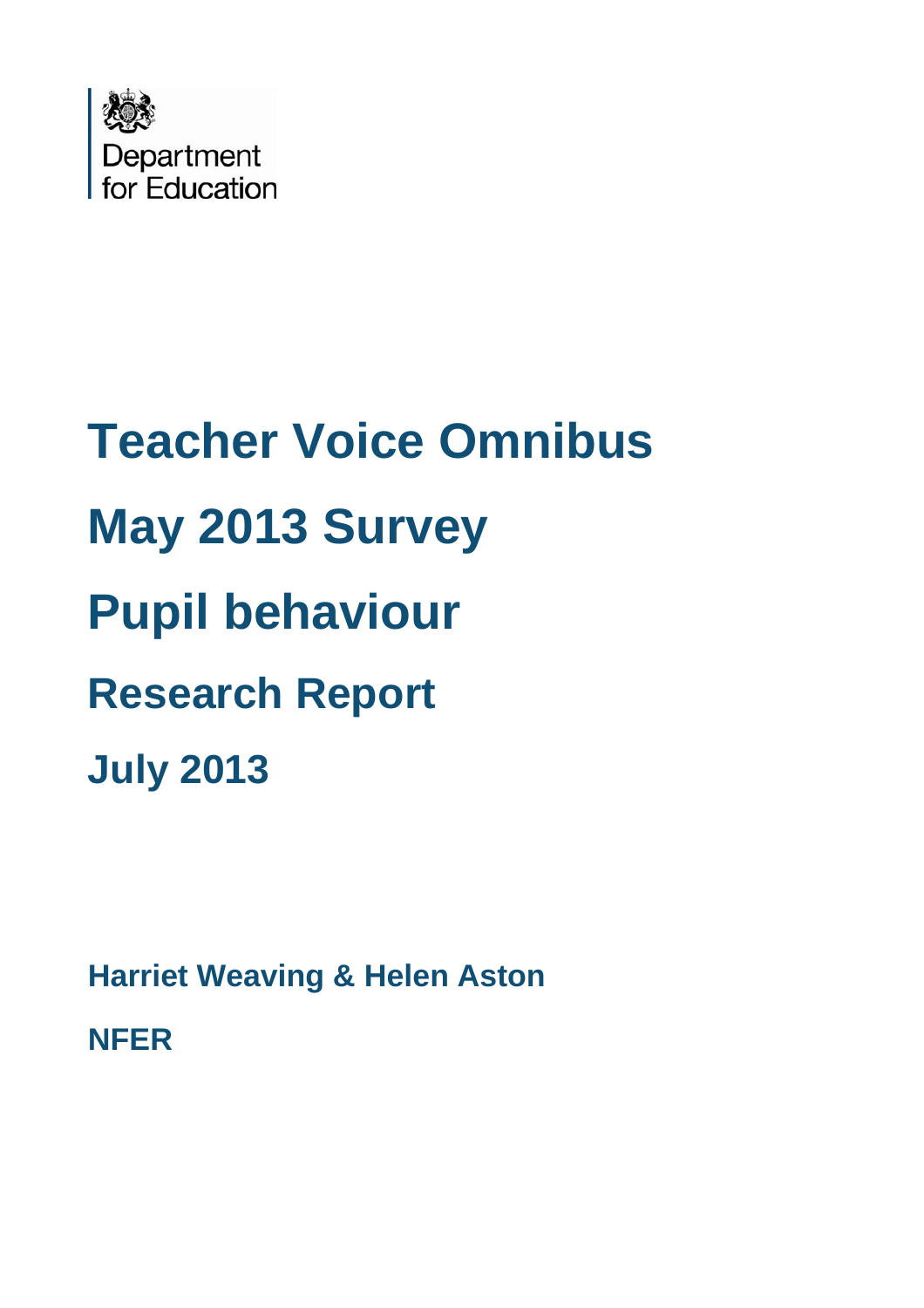Department for Education

# Teacher Voice Omnibus

# May 2013 Survey

# Pupil behaviour

## Research Report

## July 2013

**Harriet Weaving & Helen Aston**

**NFER**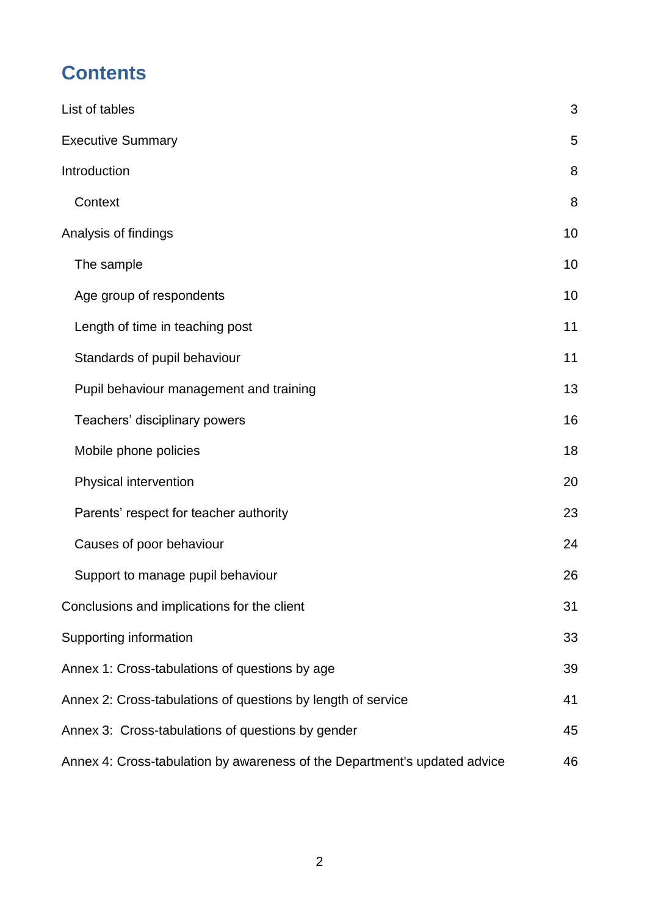# Contents

| | |
|---|---|
| List of tables | 3 |
| Executive Summary | 5 |
| Introduction | 8 |
| Context | 8 |
| Analysis of findings | 10 |
| The sample | 10 |
| Age group of respondents | 10 |
| Length of time in teaching post | 11 |
| Standards of pupil behaviour | 11 |
| Pupil behaviour management and training | 13 |
| Teachers' disciplinary powers | 16 |
| Mobile phone policies | 18 |
| Physical intervention | 20 |
| Parents' respect for teacher authority | 23 |
| Causes of poor behaviour | 24 |
| Support to manage pupil behaviour | 26 |
| Conclusions and implications for the client | 31 |
| Supporting information | 33 |
| Annex 1: Cross-tabulations of questions by age | 39 |
| Annex 2: Cross-tabulations of questions by length of service | 41 |
| Annex 3: Cross-tabulations of questions by gender | 45 |
| Annex 4: Cross-tabulation by awareness of the Department's updated advice | 46 |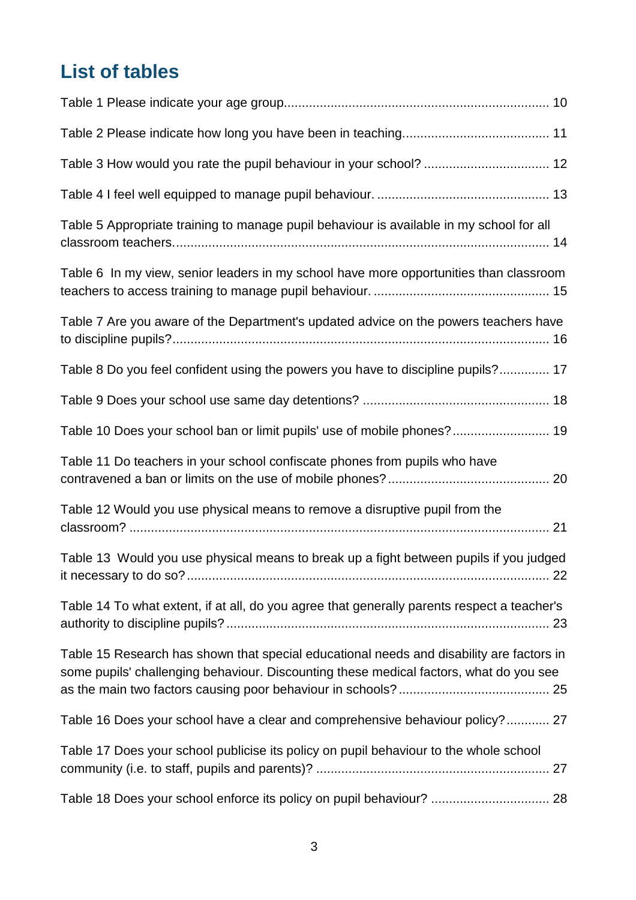## List of tables

Table 1 Please indicate your age group........................................................................ 10

Table 2 Please indicate how long you have been in teaching........................................ 11

Table 3 How would you rate the pupil behaviour in your school? .................................. 12

Table 4 I feel well equipped to manage pupil behaviour. ............................................... 13

Table 5 Appropriate training to manage pupil behaviour is available in my school for all classroom teachers....................................................................................................... 14

Table 6 In my view, senior leaders in my school have more opportunities than classroom teachers to access training to manage pupil behaviour. ................................................ 15

Table 7 Are you aware of the Department's updated advice on the powers teachers have to discipline pupils?....................................................................................................... 16

Table 8 Do you feel confident using the powers you have to discipline pupils?............. 17

Table 9 Does your school use same day detentions? .................................................. 18

Table 10 Does your school ban or limit pupils' use of mobile phones?.......................... 19

Table 11 Do teachers in your school confiscate phones from pupils who have contravened a ban or limits on the use of mobile phones?............................................ 20

Table 12 Would you use physical means to remove a disruptive pupil from the classroom? ................................................................................................................... 21

Table 13 Would you use physical means to break up a fight between pupils if you judged it necessary to do so?.................................................................................................... 22

Table 14 To what extent, if at all, do you agree that generally parents respect a teacher's authority to discipline pupils?......................................................................................... 23

Table 15 Research has shown that special educational needs and disability are factors in some pupils' challenging behaviour. Discounting these medical factors, what do you see as the main two factors causing poor behaviour in schools?......................................... 25

Table 16 Does your school have a clear and comprehensive behaviour policy?............ 27

Table 17 Does your school publicise its policy on pupil behaviour to the whole school community (i.e. to staff, pupils and parents)? ................................................................ 27

Table 18 Does your school enforce its policy on pupil behaviour? ................................ 28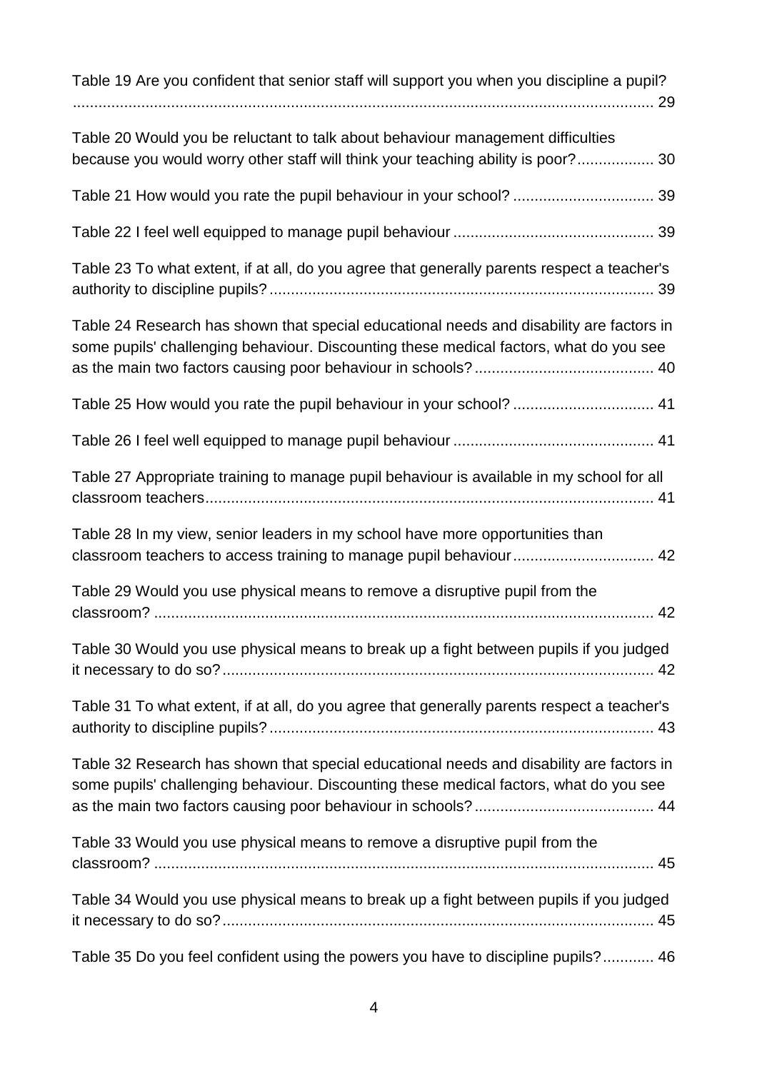Table 19 Are you confident that senior staff will support you when you discipline a pupil? ........................................................................................................................ 29

Table 20 Would you be reluctant to talk about behaviour management difficulties because you would worry other staff will think your teaching ability is poor?................. 30

Table 21 How would you rate the pupil behaviour in your school? ................................ 39

Table 22 I feel well equipped to manage pupil behaviour .............................................. 39

Table 23 To what extent, if at all, do you agree that generally parents respect a teacher's authority to discipline pupils?......................................................................................... 39

Table 24 Research has shown that special educational needs and disability are factors in some pupils' challenging behaviour. Discounting these medical factors, what do you see as the main two factors causing poor behaviour in schools?......................................... 40

Table 25 How would you rate the pupil behaviour in your school? ................................ 41

Table 26 I feel well equipped to manage pupil behaviour .............................................. 41

Table 27 Appropriate training to manage pupil behaviour is available in my school for all classroom teachers........................................................................................................ 41

Table 28 In my view, senior leaders in my school have more opportunities than classroom teachers to access training to manage pupil behaviour................................ 42

Table 29 Would you use physical means to remove a disruptive pupil from the classroom? .................................................................................................................... 42

Table 30 Would you use physical means to break up a fight between pupils if you judged it necessary to do so?.................................................................................................... 42

Table 31 To what extent, if at all, do you agree that generally parents respect a teacher's authority to discipline pupils?......................................................................................... 43

Table 32 Research has shown that special educational needs and disability are factors in some pupils' challenging behaviour. Discounting these medical factors, what do you see as the main two factors causing poor behaviour in schools?......................................... 44

Table 33 Would you use physical means to remove a disruptive pupil from the classroom? .................................................................................................................... 45

Table 34 Would you use physical means to break up a fight between pupils if you judged it necessary to do so?.................................................................................................... 45

Table 35 Do you feel confident using the powers you have to discipline pupils?............ 46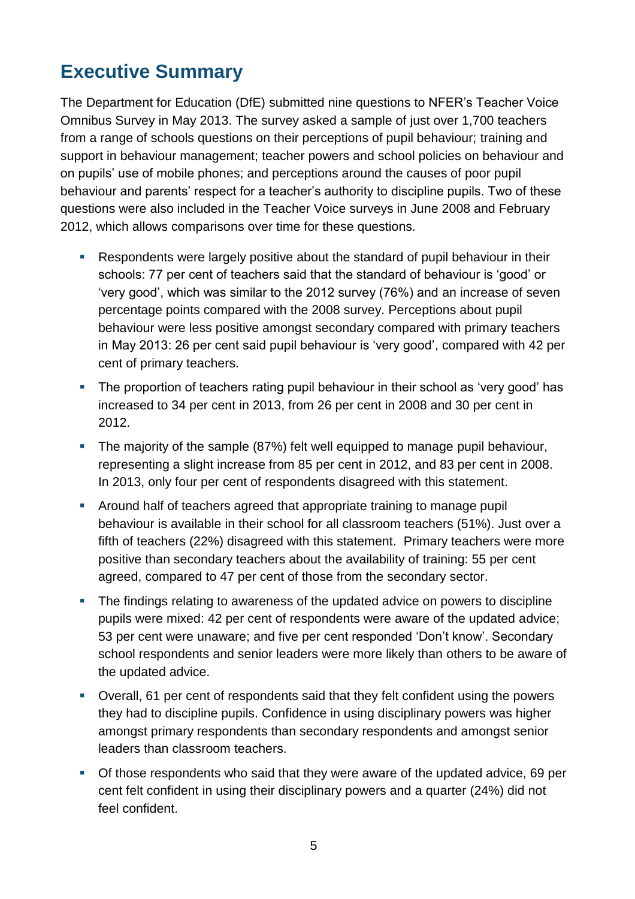## Executive Summary

The Department for Education (DfE) submitted nine questions to NFER's Teacher Voice Omnibus Survey in May 2013. The survey asked a sample of just over 1,700 teachers from a range of schools questions on their perceptions of pupil behaviour; training and support in behaviour management; teacher powers and school policies on behaviour and on pupils' use of mobile phones; and perceptions around the causes of poor pupil behaviour and parents' respect for a teacher's authority to discipline pupils. Two of these questions were also included in the Teacher Voice surveys in June 2008 and February 2012, which allows comparisons over time for these questions.

- Respondents were largely positive about the standard of pupil behaviour in their schools: 77 per cent of teachers said that the standard of behaviour is 'good' or 'very good', which was similar to the 2012 survey (76%) and an increase of seven percentage points compared with the 2008 survey. Perceptions about pupil behaviour were less positive amongst secondary compared with primary teachers in May 2013: 26 per cent said pupil behaviour is 'very good', compared with 42 per cent of primary teachers.
- The proportion of teachers rating pupil behaviour in their school as 'very good' has increased to 34 per cent in 2013, from 26 per cent in 2008 and 30 per cent in 2012.
- The majority of the sample (87%) felt well equipped to manage pupil behaviour, representing a slight increase from 85 per cent in 2012, and 83 per cent in 2008. In 2013, only four per cent of respondents disagreed with this statement.
- Around half of teachers agreed that appropriate training to manage pupil behaviour is available in their school for all classroom teachers (51%). Just over a fifth of teachers (22%) disagreed with this statement. Primary teachers were more positive than secondary teachers about the availability of training: 55 per cent agreed, compared to 47 per cent of those from the secondary sector.
- The findings relating to awareness of the updated advice on powers to discipline pupils were mixed: 42 per cent of respondents were aware of the updated advice; 53 per cent were unaware; and five per cent responded 'Don't know'. Secondary school respondents and senior leaders were more likely than others to be aware of the updated advice.
- Overall, 61 per cent of respondents said that they felt confident using the powers they had to discipline pupils. Confidence in using disciplinary powers was higher amongst primary respondents than secondary respondents and amongst senior leaders than classroom teachers.
- Of those respondents who said that they were aware of the updated advice, 69 per cent felt confident in using their disciplinary powers and a quarter (24%) did not feel confident.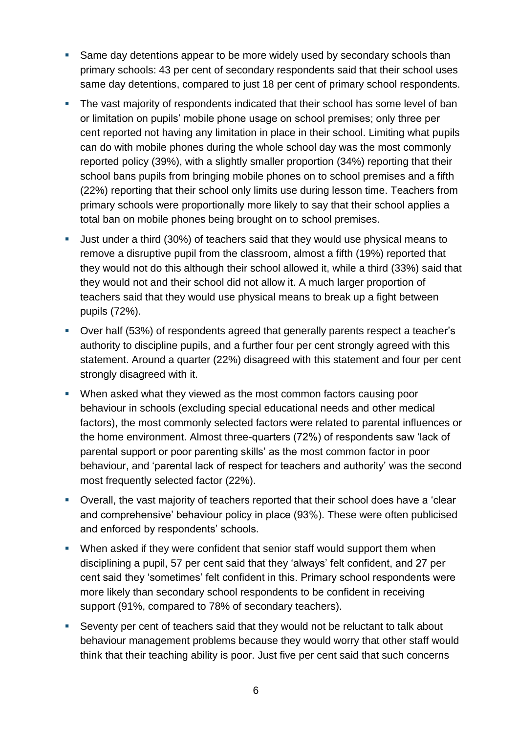- Same day detentions appear to be more widely used by secondary schools than primary schools: 43 per cent of secondary respondents said that their school uses same day detentions, compared to just 18 per cent of primary school respondents.
- The vast majority of respondents indicated that their school has some level of ban or limitation on pupils' mobile phone usage on school premises; only three per cent reported not having any limitation in place in their school. Limiting what pupils can do with mobile phones during the whole school day was the most commonly reported policy (39%), with a slightly smaller proportion (34%) reporting that their school bans pupils from bringing mobile phones on to school premises and a fifth (22%) reporting that their school only limits use during lesson time. Teachers from primary schools were proportionally more likely to say that their school applies a total ban on mobile phones being brought on to school premises.
- Just under a third (30%) of teachers said that they would use physical means to remove a disruptive pupil from the classroom, almost a fifth (19%) reported that they would not do this although their school allowed it, while a third (33%) said that they would not and their school did not allow it. A much larger proportion of teachers said that they would use physical means to break up a fight between pupils (72%).
- Over half (53%) of respondents agreed that generally parents respect a teacher's authority to discipline pupils, and a further four per cent strongly agreed with this statement. Around a quarter (22%) disagreed with this statement and four per cent strongly disagreed with it.
- When asked what they viewed as the most common factors causing poor behaviour in schools (excluding special educational needs and other medical factors), the most commonly selected factors were related to parental influences or the home environment. Almost three-quarters (72%) of respondents saw 'lack of parental support or poor parenting skills' as the most common factor in poor behaviour, and 'parental lack of respect for teachers and authority' was the second most frequently selected factor (22%).
- Overall, the vast majority of teachers reported that their school does have a 'clear and comprehensive' behaviour policy in place (93%). These were often publicised and enforced by respondents' schools.
- When asked if they were confident that senior staff would support them when disciplining a pupil, 57 per cent said that they 'always' felt confident, and 27 per cent said they 'sometimes' felt confident in this. Primary school respondents were more likely than secondary school respondents to be confident in receiving support (91%, compared to 78% of secondary teachers).
- Seventy per cent of teachers said that they would not be reluctant to talk about behaviour management problems because they would worry that other staff would think that their teaching ability is poor. Just five per cent said that such concerns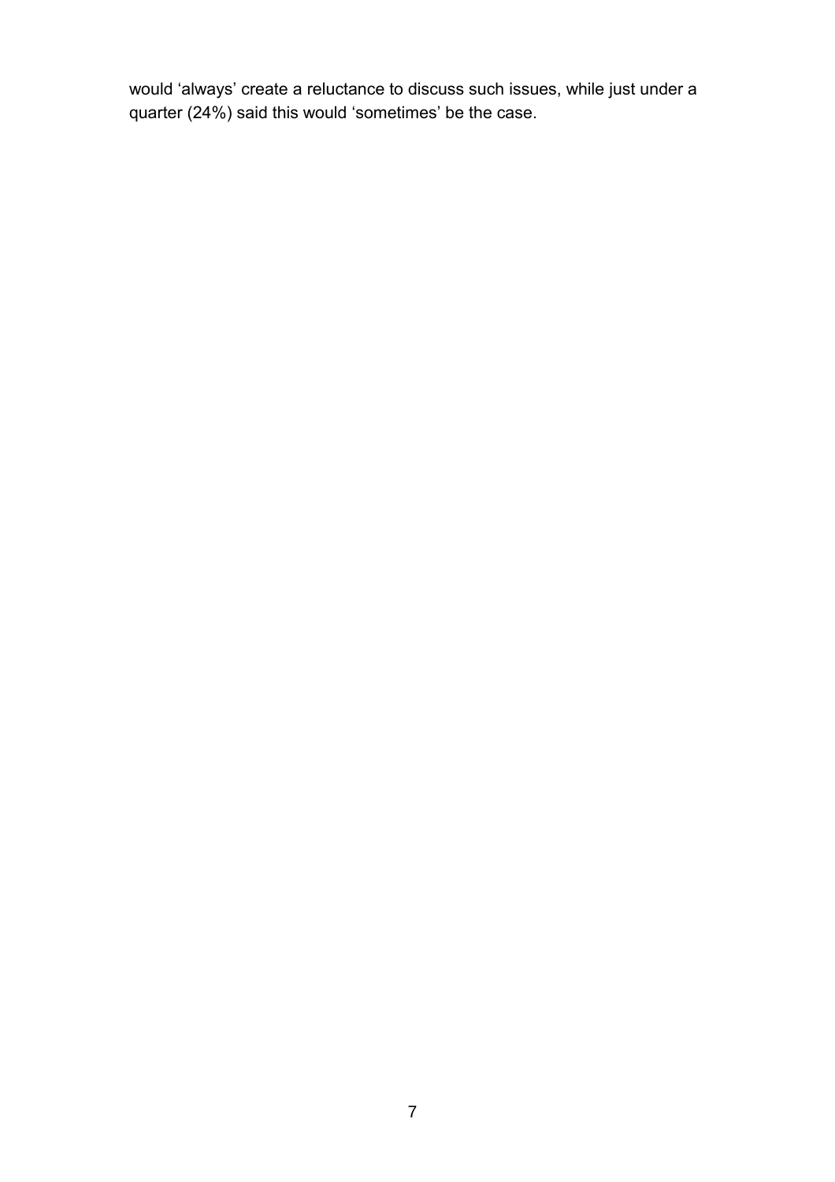would 'always' create a reluctance to discuss such issues, while just under a quarter (24%) said this would 'sometimes' be the case.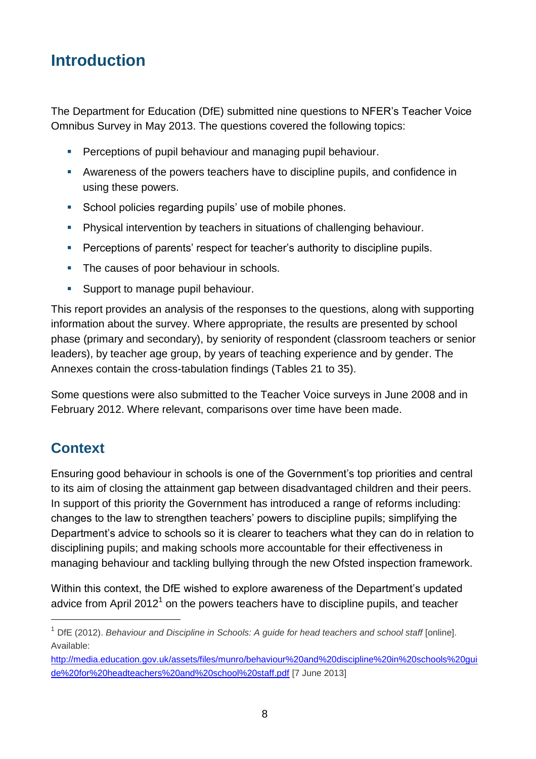## Introduction

The Department for Education (DfE) submitted nine questions to NFER's Teacher Voice Omnibus Survey in May 2013. The questions covered the following topics:

- Perceptions of pupil behaviour and managing pupil behaviour.
- Awareness of the powers teachers have to discipline pupils, and confidence in using these powers.
- School policies regarding pupils' use of mobile phones.
- Physical intervention by teachers in situations of challenging behaviour.
- Perceptions of parents' respect for teacher's authority to discipline pupils.
- The causes of poor behaviour in schools.
- Support to manage pupil behaviour.

This report provides an analysis of the responses to the questions, along with supporting information about the survey. Where appropriate, the results are presented by school phase (primary and secondary), by seniority of respondent (classroom teachers or senior leaders), by teacher age group, by years of teaching experience and by gender. The Annexes contain the cross-tabulation findings (Tables 21 to 35).

Some questions were also submitted to the Teacher Voice surveys in June 2008 and in February 2012. Where relevant, comparisons over time have been made.

## Context

Ensuring good behaviour in schools is one of the Government's top priorities and central to its aim of closing the attainment gap between disadvantaged children and their peers. In support of this priority the Government has introduced a range of reforms including: changes to the law to strengthen teachers' powers to discipline pupils; simplifying the Department's advice to schools so it is clearer to teachers what they can do in relation to disciplining pupils; and making schools more accountable for their effectiveness in managing behaviour and tackling bullying through the new Ofsted inspection framework.

Within this context, the DfE wished to explore awareness of the Department's updated advice from April 2012[1] on the powers teachers have to discipline pupils, and teacher

---

[1] DfE (2012). *Behaviour and Discipline in Schools: A guide for head teachers and school staff* [online]. Available: http://media.education.gov.uk/assets/files/munro/behaviour%20and%20discipline%20in%20schools%20guide%20for%20headteachers%20and%20school%20staff.pdf [7 June 2013]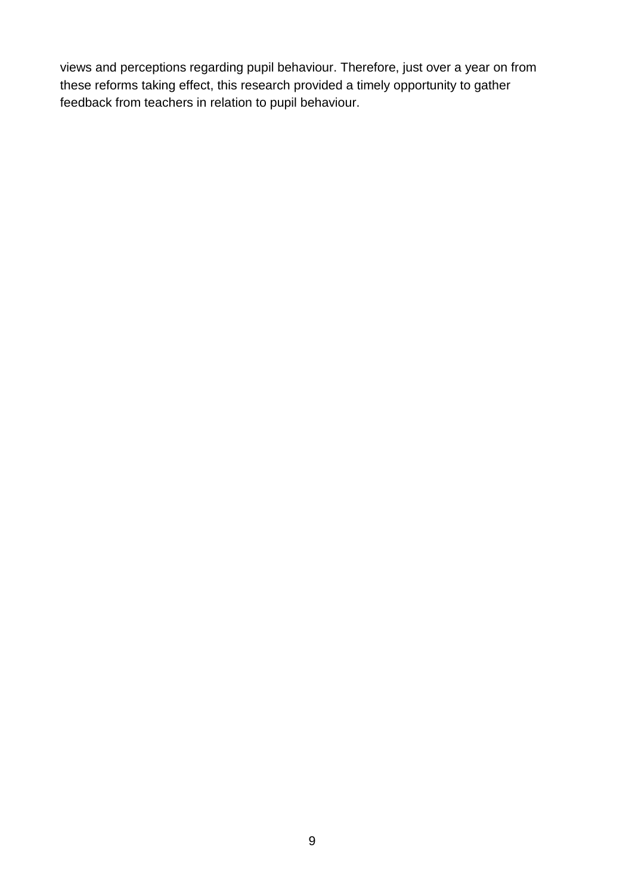views and perceptions regarding pupil behaviour. Therefore, just over a year on from these reforms taking effect, this research provided a timely opportunity to gather feedback from teachers in relation to pupil behaviour.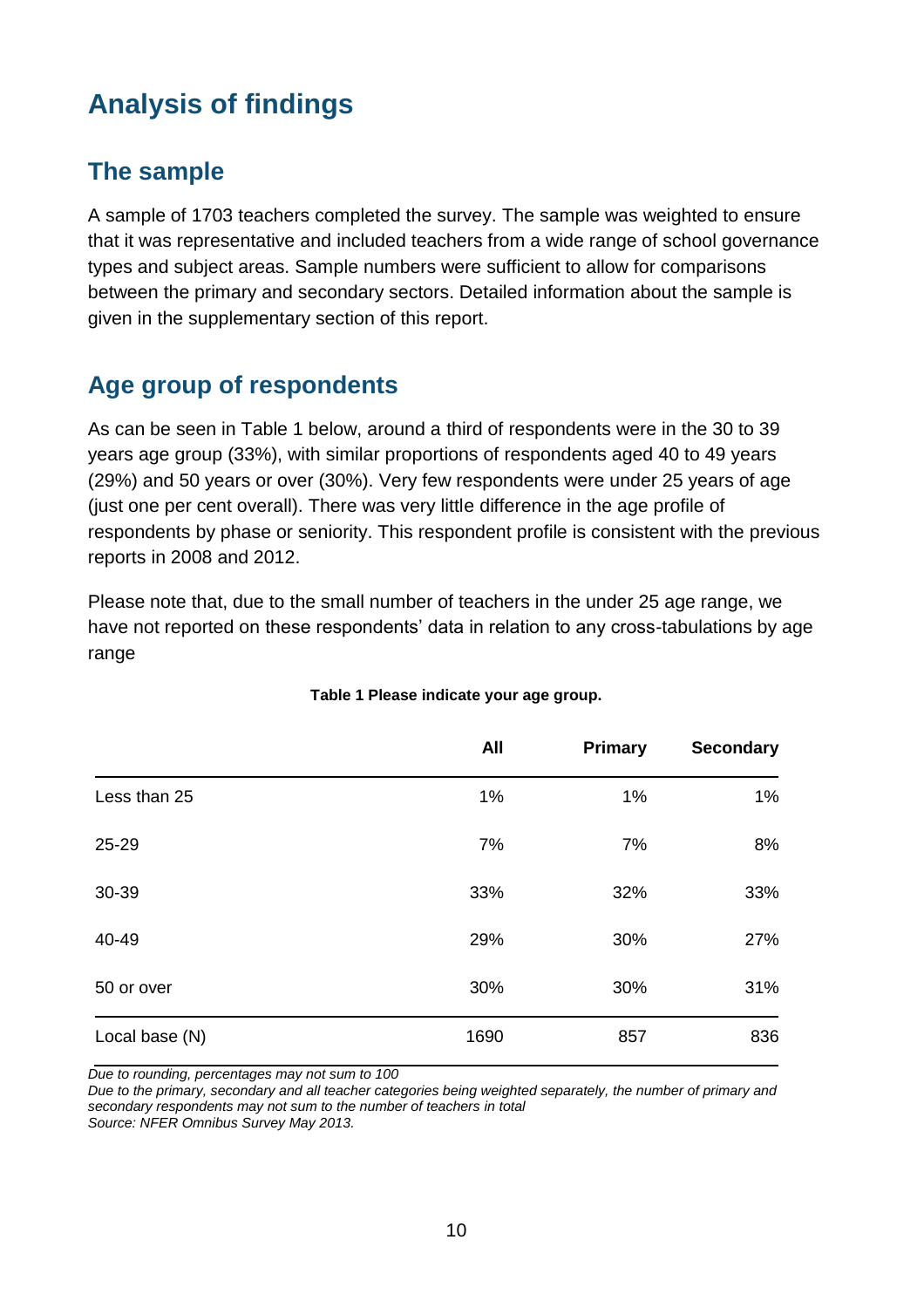# Analysis of findings

## The sample

A sample of 1703 teachers completed the survey. The sample was weighted to ensure that it was representative and included teachers from a wide range of school governance types and subject areas. Sample numbers were sufficient to allow for comparisons between the primary and secondary sectors. Detailed information about the sample is given in the supplementary section of this report.

## Age group of respondents

As can be seen in Table 1 below, around a third of respondents were in the 30 to 39 years age group (33%), with similar proportions of respondents aged 40 to 49 years (29%) and 50 years or over (30%). Very few respondents were under 25 years of age (just one per cent overall). There was very little difference in the age profile of respondents by phase or seniority. This respondent profile is consistent with the previous reports in 2008 and 2012.

Please note that, due to the small number of teachers in the under 25 age range, we have not reported on these respondents' data in relation to any cross-tabulations by age range

**Table 1 Please indicate your age group.**

| | All | Primary | Secondary |
|---|---|---|---|
| Less than 25 | 1% | 1% | 1% |
| 25-29 | 7% | 7% | 8% |
| 30-39 | 33% | 32% | 33% |
| 40-49 | 29% | 30% | 27% |
| 50 or over | 30% | 30% | 31% |
| Local base (N) | 1690 | 857 | 836 |

*Due to rounding, percentages may not sum to 100*
*Due to the primary, secondary and all teacher categories being weighted separately, the number of primary and secondary respondents may not sum to the number of teachers in total*
*Source: NFER Omnibus Survey May 2013.*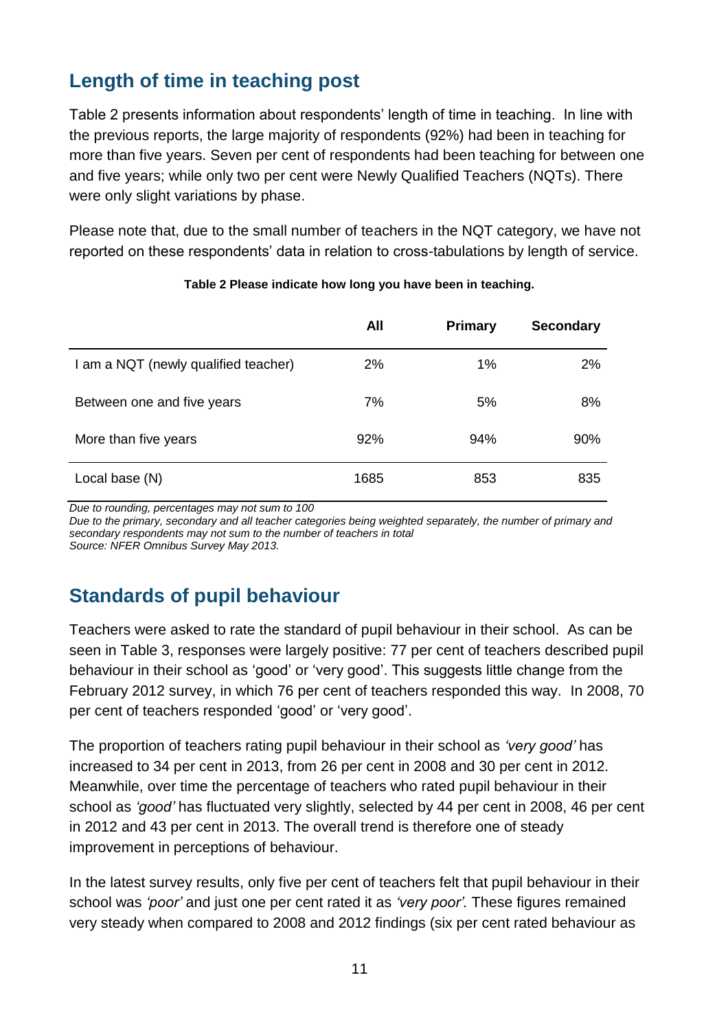## Length of time in teaching post

Table 2 presents information about respondents' length of time in teaching. In line with the previous reports, the large majority of respondents (92%) had been in teaching for more than five years. Seven per cent of respondents had been teaching for between one and five years; while only two per cent were Newly Qualified Teachers (NQTs). There were only slight variations by phase.

Please note that, due to the small number of teachers in the NQT category, we have not reported on these respondents' data in relation to cross-tabulations by length of service.

**Table 2 Please indicate how long you have been in teaching.**

| | All | Primary | Secondary |
|---|---|---|---|
| I am a NQT (newly qualified teacher) | 2% | 1% | 2% |
| Between one and five years | 7% | 5% | 8% |
| More than five years | 92% | 94% | 90% |
| Local base (N) | 1685 | 853 | 835 |

*Due to rounding, percentages may not sum to 100*
*Due to the primary, secondary and all teacher categories being weighted separately, the number of primary and secondary respondents may not sum to the number of teachers in total*
*Source: NFER Omnibus Survey May 2013.*

## Standards of pupil behaviour

Teachers were asked to rate the standard of pupil behaviour in their school. As can be seen in Table 3, responses were largely positive: 77 per cent of teachers described pupil behaviour in their school as 'good' or 'very good'. This suggests little change from the February 2012 survey, in which 76 per cent of teachers responded this way. In 2008, 70 per cent of teachers responded 'good' or 'very good'.

The proportion of teachers rating pupil behaviour in their school as *'very good'* has increased to 34 per cent in 2013, from 26 per cent in 2008 and 30 per cent in 2012. Meanwhile, over time the percentage of teachers who rated pupil behaviour in their school as *'good'* has fluctuated very slightly, selected by 44 per cent in 2008, 46 per cent in 2012 and 43 per cent in 2013. The overall trend is therefore one of steady improvement in perceptions of behaviour.

In the latest survey results, only five per cent of teachers felt that pupil behaviour in their school was *'poor'* and just one per cent rated it as *'very poor'.* These figures remained very steady when compared to 2008 and 2012 findings (six per cent rated behaviour as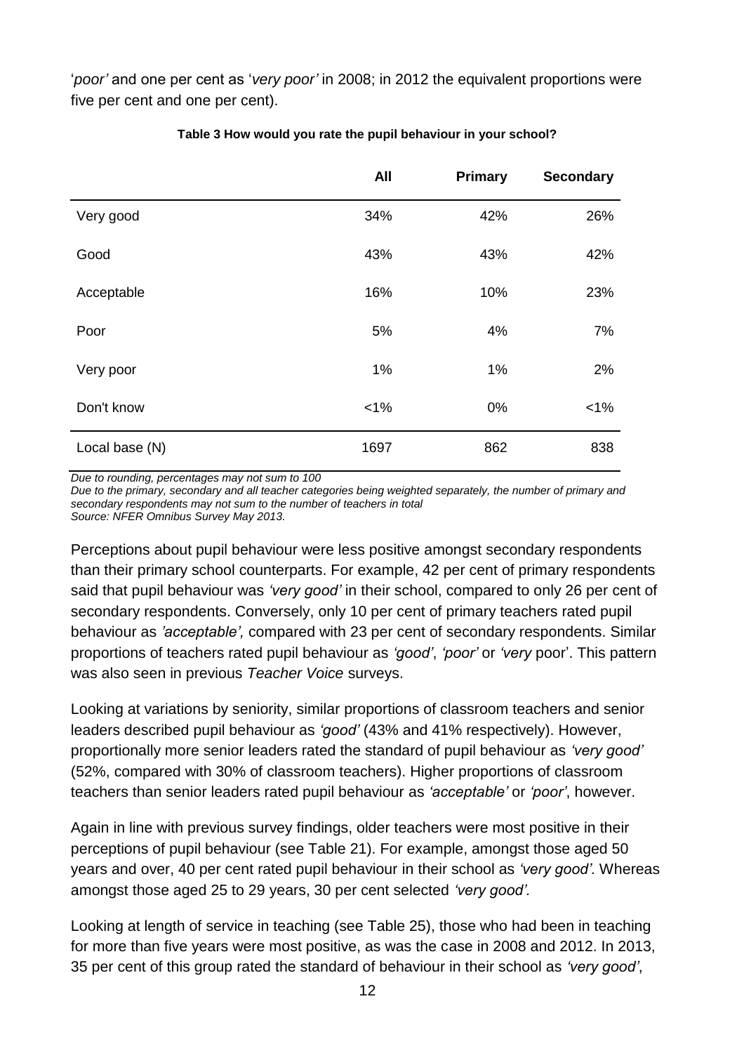'*poor'* and one per cent as '*very poor'* in 2008; in 2012 the equivalent proportions were five per cent and one per cent).

**Table 3 How would you rate the pupil behaviour in your school?**

| | All | Primary | Secondary |
|---|---|---|---|
| Very good | 34% | 42% | 26% |
| Good | 43% | 43% | 42% |
| Acceptable | 16% | 10% | 23% |
| Poor | 5% | 4% | 7% |
| Very poor | 1% | 1% | 2% |
| Don't know | <1% | 0% | <1% |
| Local base (N) | 1697 | 862 | 838 |

*Due to rounding, percentages may not sum to 100*
*Due to the primary, secondary and all teacher categories being weighted separately, the number of primary and secondary respondents may not sum to the number of teachers in total*
*Source: NFER Omnibus Survey May 2013.*

Perceptions about pupil behaviour were less positive amongst secondary respondents than their primary school counterparts. For example, 42 per cent of primary respondents said that pupil behaviour was *'very good'* in their school, compared to only 26 per cent of secondary respondents. Conversely, only 10 per cent of primary teachers rated pupil behaviour as *'acceptable',* compared with 23 per cent of secondary respondents. Similar proportions of teachers rated pupil behaviour as *'good'*, *'poor'* or *'very* poor'. This pattern was also seen in previous *Teacher Voice* surveys.

Looking at variations by seniority, similar proportions of classroom teachers and senior leaders described pupil behaviour as *'good'* (43% and 41% respectively). However, proportionally more senior leaders rated the standard of pupil behaviour as *'very good'* (52%, compared with 30% of classroom teachers). Higher proportions of classroom teachers than senior leaders rated pupil behaviour as *'acceptable'* or *'poor'*, however.

Again in line with previous survey findings, older teachers were most positive in their perceptions of pupil behaviour (see Table 21). For example, amongst those aged 50 years and over, 40 per cent rated pupil behaviour in their school as *'very good'.* Whereas amongst those aged 25 to 29 years, 30 per cent selected *'very good'.*

Looking at length of service in teaching (see Table 25), those who had been in teaching for more than five years were most positive, as was the case in 2008 and 2012. In 2013, 35 per cent of this group rated the standard of behaviour in their school as *'very good'*,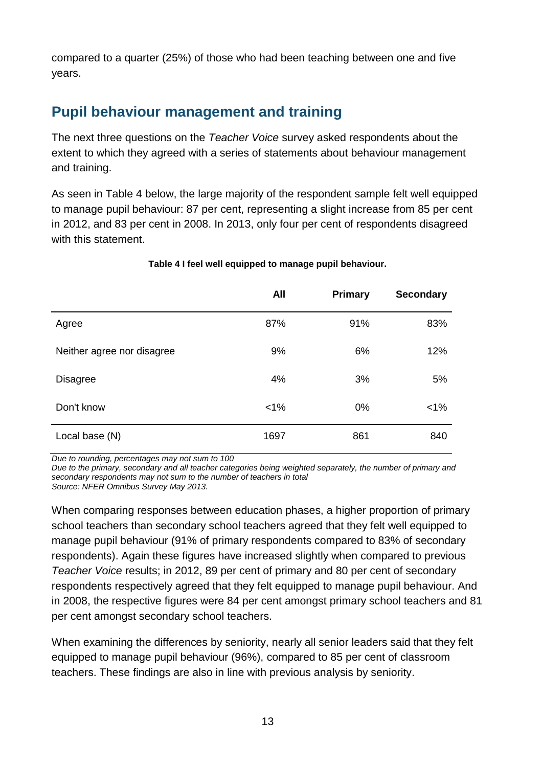compared to a quarter (25%) of those who had been teaching between one and five years.

## Pupil behaviour management and training

The next three questions on the *Teacher Voice* survey asked respondents about the extent to which they agreed with a series of statements about behaviour management and training.

As seen in Table 4 below, the large majority of the respondent sample felt well equipped to manage pupil behaviour: 87 per cent, representing a slight increase from 85 per cent in 2012, and 83 per cent in 2008. In 2013, only four per cent of respondents disagreed with this statement.

**Table 4 I feel well equipped to manage pupil behaviour.**

| | All | Primary | Secondary |
|---|---|---|---|
| Agree | 87% | 91% | 83% |
| Neither agree nor disagree | 9% | 6% | 12% |
| Disagree | 4% | 3% | 5% |
| Don't know | <1% | 0% | <1% |
| Local base (N) | 1697 | 861 | 840 |

*Due to rounding, percentages may not sum to 100*
*Due to the primary, secondary and all teacher categories being weighted separately, the number of primary and secondary respondents may not sum to the number of teachers in total*
*Source: NFER Omnibus Survey May 2013.*

When comparing responses between education phases, a higher proportion of primary school teachers than secondary school teachers agreed that they felt well equipped to manage pupil behaviour (91% of primary respondents compared to 83% of secondary respondents). Again these figures have increased slightly when compared to previous *Teacher Voice* results; in 2012, 89 per cent of primary and 80 per cent of secondary respondents respectively agreed that they felt equipped to manage pupil behaviour. And in 2008, the respective figures were 84 per cent amongst primary school teachers and 81 per cent amongst secondary school teachers.

When examining the differences by seniority, nearly all senior leaders said that they felt equipped to manage pupil behaviour (96%), compared to 85 per cent of classroom teachers. These findings are also in line with previous analysis by seniority.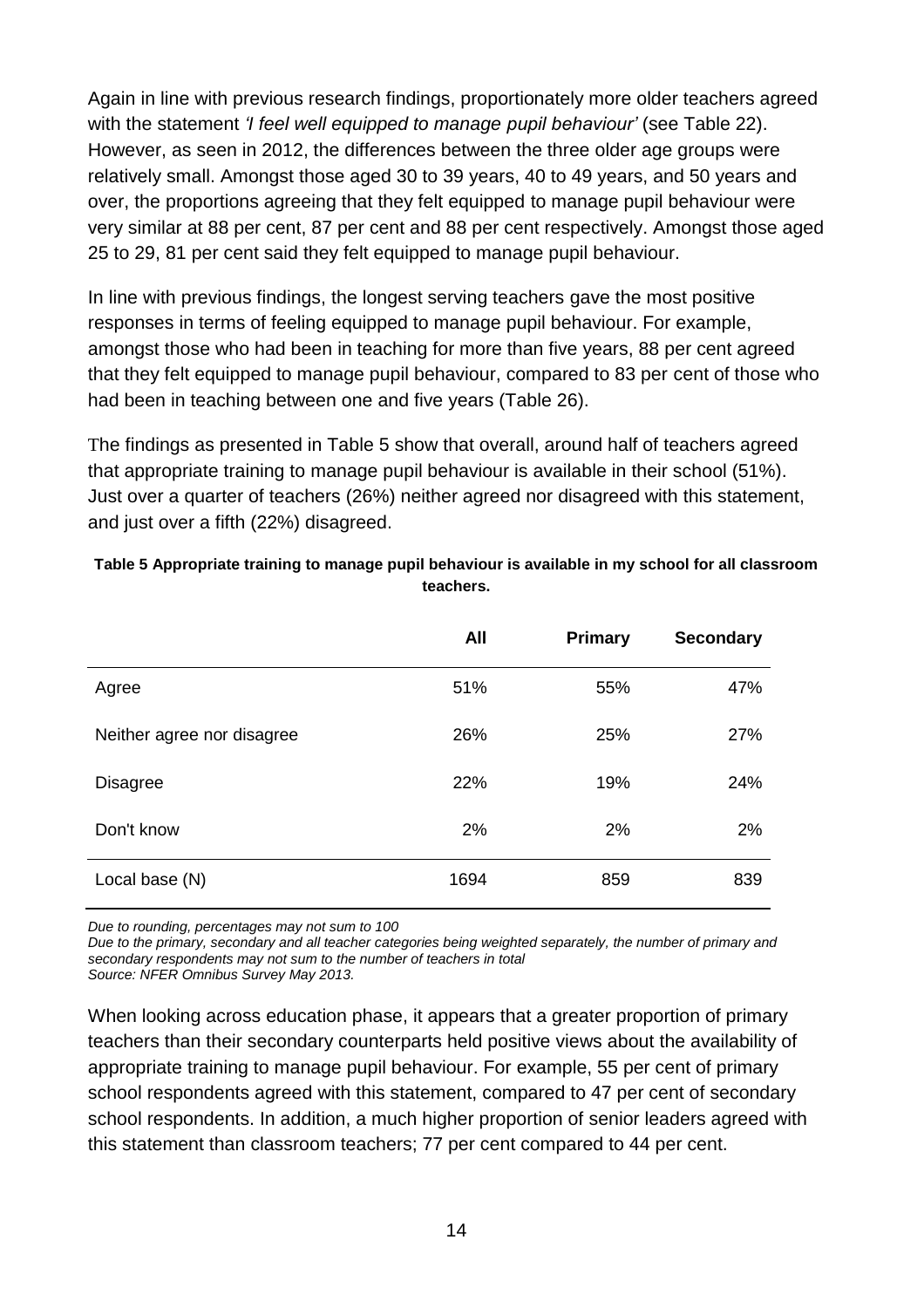Again in line with previous research findings, proportionately more older teachers agreed with the statement *'I feel well equipped to manage pupil behaviour'* (see Table 22). However, as seen in 2012, the differences between the three older age groups were relatively small. Amongst those aged 30 to 39 years, 40 to 49 years, and 50 years and over, the proportions agreeing that they felt equipped to manage pupil behaviour were very similar at 88 per cent, 87 per cent and 88 per cent respectively. Amongst those aged 25 to 29, 81 per cent said they felt equipped to manage pupil behaviour.

In line with previous findings, the longest serving teachers gave the most positive responses in terms of feeling equipped to manage pupil behaviour. For example, amongst those who had been in teaching for more than five years, 88 per cent agreed that they felt equipped to manage pupil behaviour, compared to 83 per cent of those who had been in teaching between one and five years (Table 26).

The findings as presented in Table 5 show that overall, around half of teachers agreed that appropriate training to manage pupil behaviour is available in their school (51%). Just over a quarter of teachers (26%) neither agreed nor disagreed with this statement, and just over a fifth (22%) disagreed.

**Table 5 Appropriate training to manage pupil behaviour is available in my school for all classroom teachers.**

| | All | Primary | Secondary |
|---|---|---|---|
| Agree | 51% | 55% | 47% |
| Neither agree nor disagree | 26% | 25% | 27% |
| Disagree | 22% | 19% | 24% |
| Don't know | 2% | 2% | 2% |
| Local base (N) | 1694 | 859 | 839 |

*Due to rounding, percentages may not sum to 100*
*Due to the primary, secondary and all teacher categories being weighted separately, the number of primary and secondary respondents may not sum to the number of teachers in total*
*Source: NFER Omnibus Survey May 2013.*

When looking across education phase, it appears that a greater proportion of primary teachers than their secondary counterparts held positive views about the availability of appropriate training to manage pupil behaviour. For example, 55 per cent of primary school respondents agreed with this statement, compared to 47 per cent of secondary school respondents. In addition, a much higher proportion of senior leaders agreed with this statement than classroom teachers; 77 per cent compared to 44 per cent.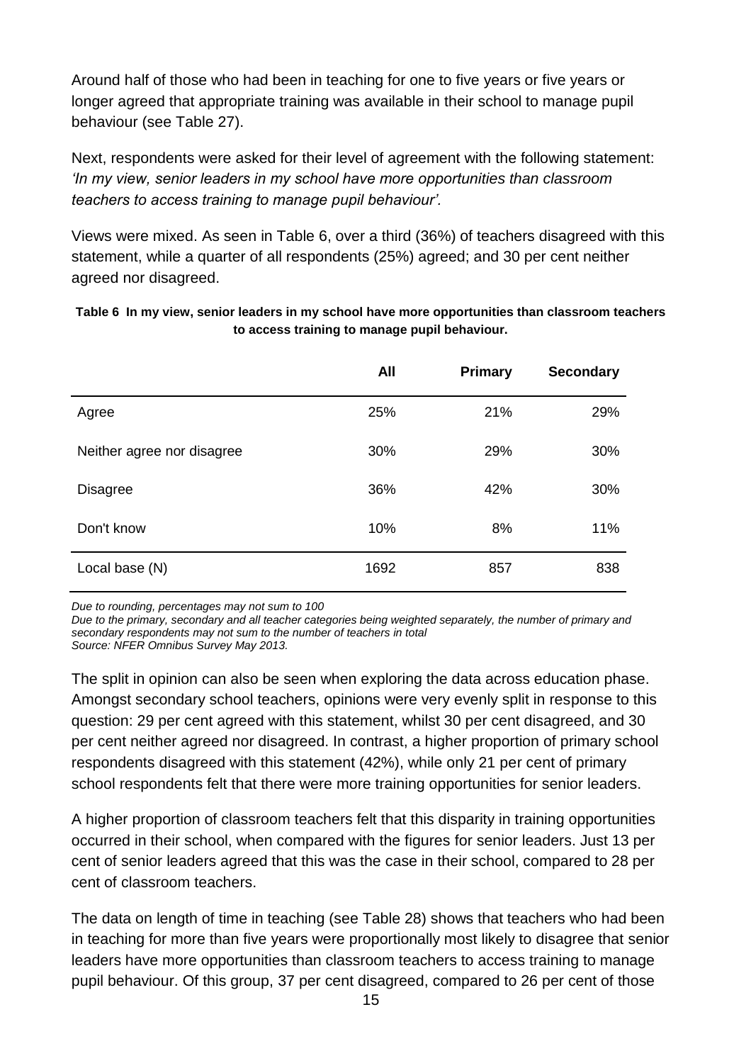Around half of those who had been in teaching for one to five years or five years or longer agreed that appropriate training was available in their school to manage pupil behaviour (see Table 27).

Next, respondents were asked for their level of agreement with the following statement: *'In my view, senior leaders in my school have more opportunities than classroom teachers to access training to manage pupil behaviour'.*

Views were mixed. As seen in Table 6, over a third (36%) of teachers disagreed with this statement, while a quarter of all respondents (25%) agreed; and 30 per cent neither agreed nor disagreed.

**Table 6 In my view, senior leaders in my school have more opportunities than classroom teachers to access training to manage pupil behaviour.**

| | All | Primary | Secondary |
|---|---|---|---|
| Agree | 25% | 21% | 29% |
| Neither agree nor disagree | 30% | 29% | 30% |
| Disagree | 36% | 42% | 30% |
| Don't know | 10% | 8% | 11% |
| Local base (N) | 1692 | 857 | 838 |

*Due to rounding, percentages may not sum to 100*
*Due to the primary, secondary and all teacher categories being weighted separately, the number of primary and secondary respondents may not sum to the number of teachers in total*
*Source: NFER Omnibus Survey May 2013.*

The split in opinion can also be seen when exploring the data across education phase. Amongst secondary school teachers, opinions were very evenly split in response to this question: 29 per cent agreed with this statement, whilst 30 per cent disagreed, and 30 per cent neither agreed nor disagreed. In contrast, a higher proportion of primary school respondents disagreed with this statement (42%), while only 21 per cent of primary school respondents felt that there were more training opportunities for senior leaders.

A higher proportion of classroom teachers felt that this disparity in training opportunities occurred in their school, when compared with the figures for senior leaders. Just 13 per cent of senior leaders agreed that this was the case in their school, compared to 28 per cent of classroom teachers.

The data on length of time in teaching (see Table 28) shows that teachers who had been in teaching for more than five years were proportionally most likely to disagree that senior leaders have more opportunities than classroom teachers to access training to manage pupil behaviour. Of this group, 37 per cent disagreed, compared to 26 per cent of those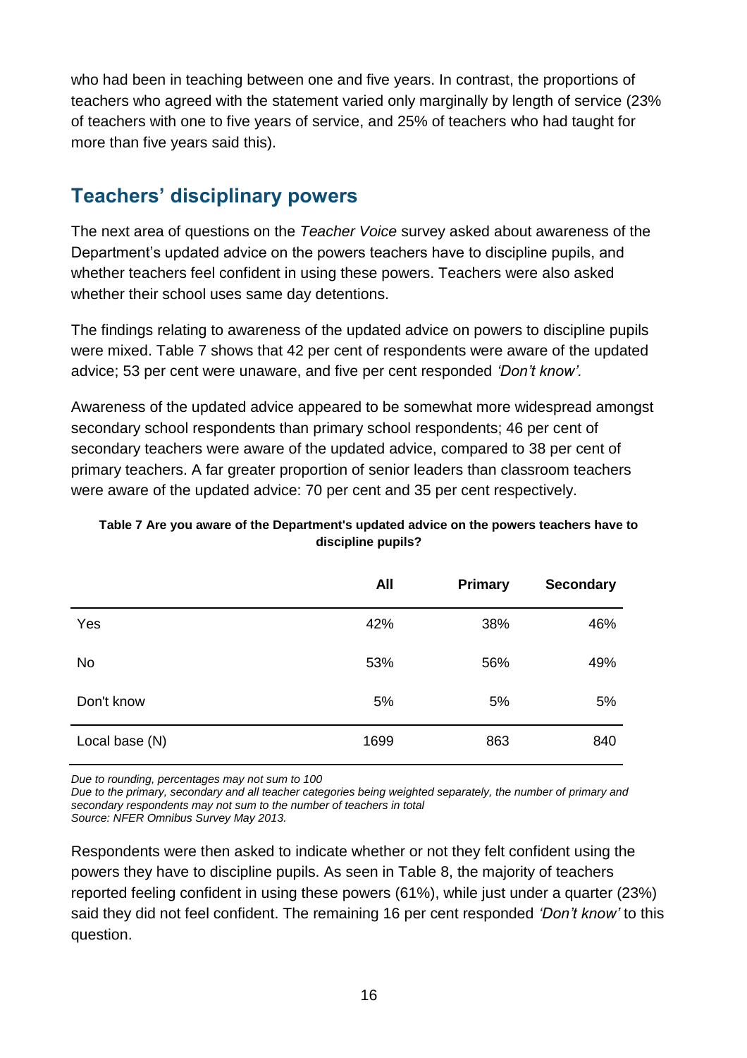who had been in teaching between one and five years. In contrast, the proportions of teachers who agreed with the statement varied only marginally by length of service (23% of teachers with one to five years of service, and 25% of teachers who had taught for more than five years said this).

## Teachers' disciplinary powers

The next area of questions on the *Teacher Voice* survey asked about awareness of the Department's updated advice on the powers teachers have to discipline pupils, and whether teachers feel confident in using these powers. Teachers were also asked whether their school uses same day detentions.

The findings relating to awareness of the updated advice on powers to discipline pupils were mixed. Table 7 shows that 42 per cent of respondents were aware of the updated advice; 53 per cent were unaware, and five per cent responded *'Don't know'.*

Awareness of the updated advice appeared to be somewhat more widespread amongst secondary school respondents than primary school respondents; 46 per cent of secondary teachers were aware of the updated advice, compared to 38 per cent of primary teachers. A far greater proportion of senior leaders than classroom teachers were aware of the updated advice: 70 per cent and 35 per cent respectively.

**Table 7 Are you aware of the Department's updated advice on the powers teachers have to discipline pupils?**

| | All | Primary | Secondary |
|---|---|---|---|
| Yes | 42% | 38% | 46% |
| No | 53% | 56% | 49% |
| Don't know | 5% | 5% | 5% |
| Local base (N) | 1699 | 863 | 840 |

*Due to rounding, percentages may not sum to 100*
*Due to the primary, secondary and all teacher categories being weighted separately, the number of primary and secondary respondents may not sum to the number of teachers in total*
*Source: NFER Omnibus Survey May 2013.*

Respondents were then asked to indicate whether or not they felt confident using the powers they have to discipline pupils. As seen in Table 8, the majority of teachers reported feeling confident in using these powers (61%), while just under a quarter (23%) said they did not feel confident. The remaining 16 per cent responded *'Don't know'* to this question.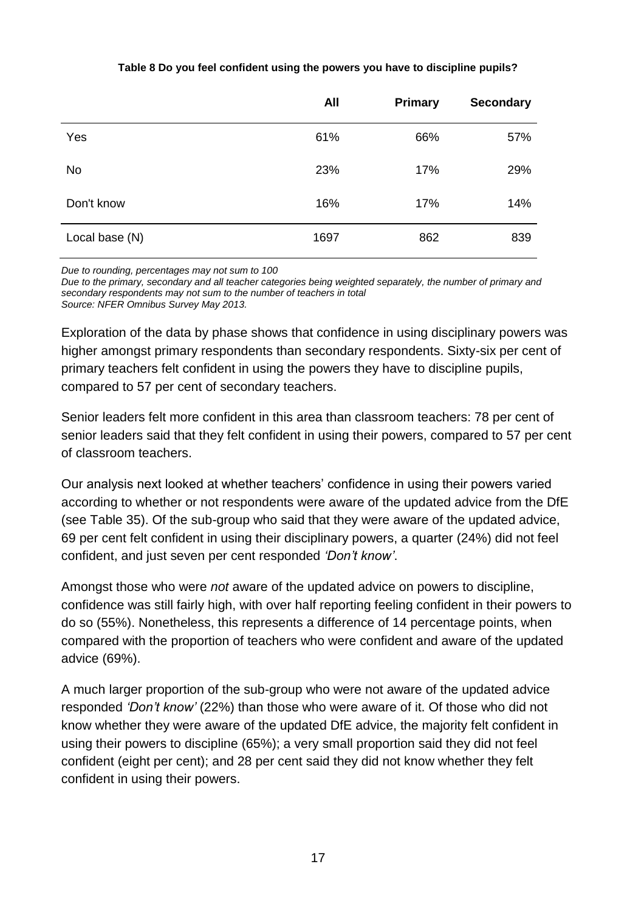**Table 8 Do you feel confident using the powers you have to discipline pupils?**

| | All | Primary | Secondary |
|---|---|---|---|
| Yes | 61% | 66% | 57% |
| No | 23% | 17% | 29% |
| Don't know | 16% | 17% | 14% |
| Local base (N) | 1697 | 862 | 839 |

*Due to rounding, percentages may not sum to 100*
*Due to the primary, secondary and all teacher categories being weighted separately, the number of primary and secondary respondents may not sum to the number of teachers in total*
*Source: NFER Omnibus Survey May 2013.*

Exploration of the data by phase shows that confidence in using disciplinary powers was higher amongst primary respondents than secondary respondents. Sixty-six per cent of primary teachers felt confident in using the powers they have to discipline pupils, compared to 57 per cent of secondary teachers.

Senior leaders felt more confident in this area than classroom teachers: 78 per cent of senior leaders said that they felt confident in using their powers, compared to 57 per cent of classroom teachers.

Our analysis next looked at whether teachers' confidence in using their powers varied according to whether or not respondents were aware of the updated advice from the DfE (see Table 35). Of the sub-group who said that they were aware of the updated advice, 69 per cent felt confident in using their disciplinary powers, a quarter (24%) did not feel confident, and just seven per cent responded *'Don't know'*.

Amongst those who were *not* aware of the updated advice on powers to discipline, confidence was still fairly high, with over half reporting feeling confident in their powers to do so (55%). Nonetheless, this represents a difference of 14 percentage points, when compared with the proportion of teachers who were confident and aware of the updated advice (69%).

A much larger proportion of the sub-group who were not aware of the updated advice responded *'Don't know'* (22%) than those who were aware of it. Of those who did not know whether they were aware of the updated DfE advice, the majority felt confident in using their powers to discipline (65%); a very small proportion said they did not feel confident (eight per cent); and 28 per cent said they did not know whether they felt confident in using their powers.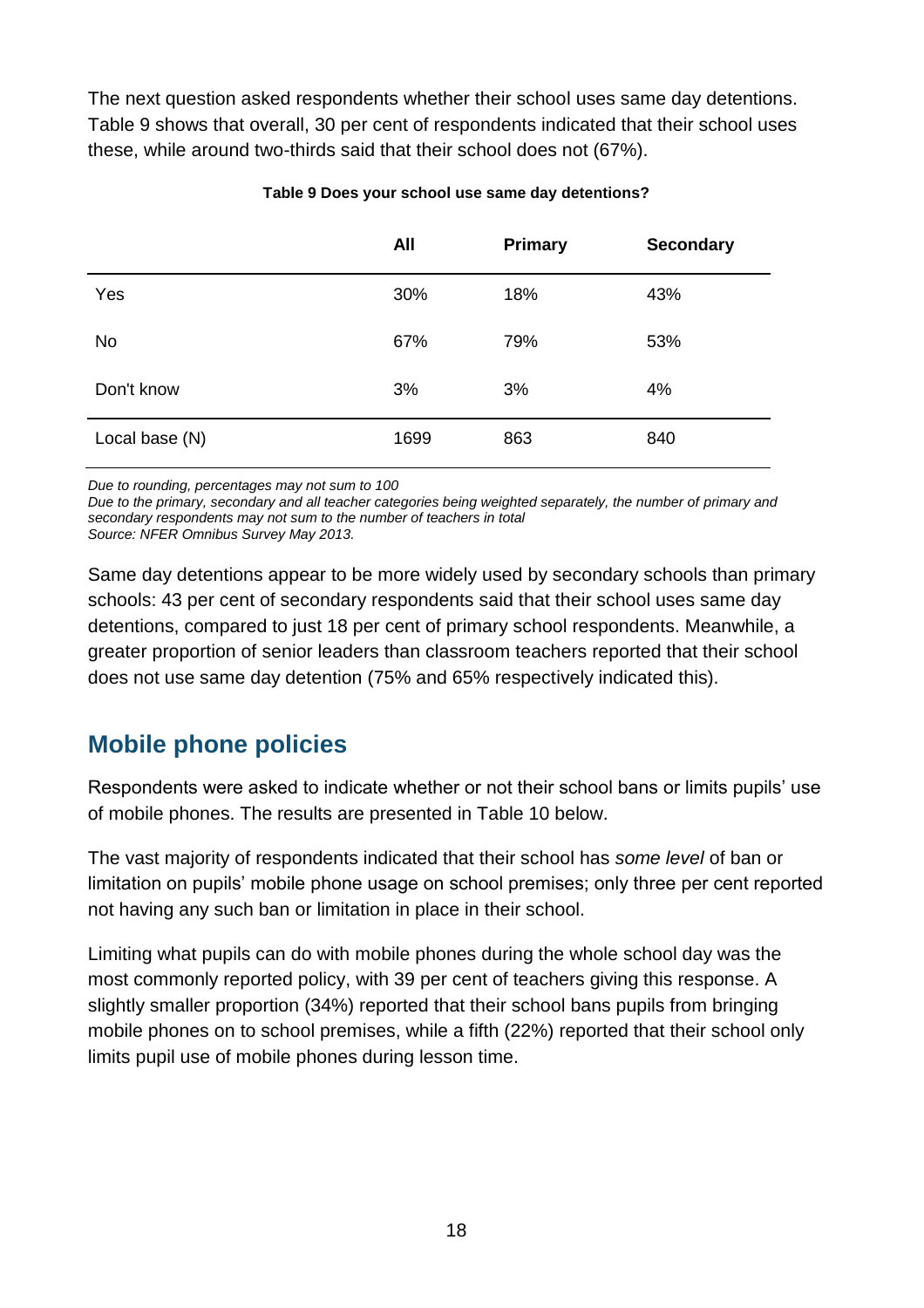The next question asked respondents whether their school uses same day detentions. Table 9 shows that overall, 30 per cent of respondents indicated that their school uses these, while around two-thirds said that their school does not (67%).

**Table 9 Does your school use same day detentions?**

| | All | Primary | Secondary |
|---|---|---|---|
| Yes | 30% | 18% | 43% |
| No | 67% | 79% | 53% |
| Don't know | 3% | 3% | 4% |
| Local base (N) | 1699 | 863 | 840 |

*Due to rounding, percentages may not sum to 100*
*Due to the primary, secondary and all teacher categories being weighted separately, the number of primary and secondary respondents may not sum to the number of teachers in total*
*Source: NFER Omnibus Survey May 2013.*

Same day detentions appear to be more widely used by secondary schools than primary schools: 43 per cent of secondary respondents said that their school uses same day detentions, compared to just 18 per cent of primary school respondents. Meanwhile, a greater proportion of senior leaders than classroom teachers reported that their school does not use same day detention (75% and 65% respectively indicated this).

## Mobile phone policies

Respondents were asked to indicate whether or not their school bans or limits pupils' use of mobile phones. The results are presented in Table 10 below.

The vast majority of respondents indicated that their school has *some level* of ban or limitation on pupils' mobile phone usage on school premises; only three per cent reported not having any such ban or limitation in place in their school.

Limiting what pupils can do with mobile phones during the whole school day was the most commonly reported policy, with 39 per cent of teachers giving this response. A slightly smaller proportion (34%) reported that their school bans pupils from bringing mobile phones on to school premises, while a fifth (22%) reported that their school only limits pupil use of mobile phones during lesson time.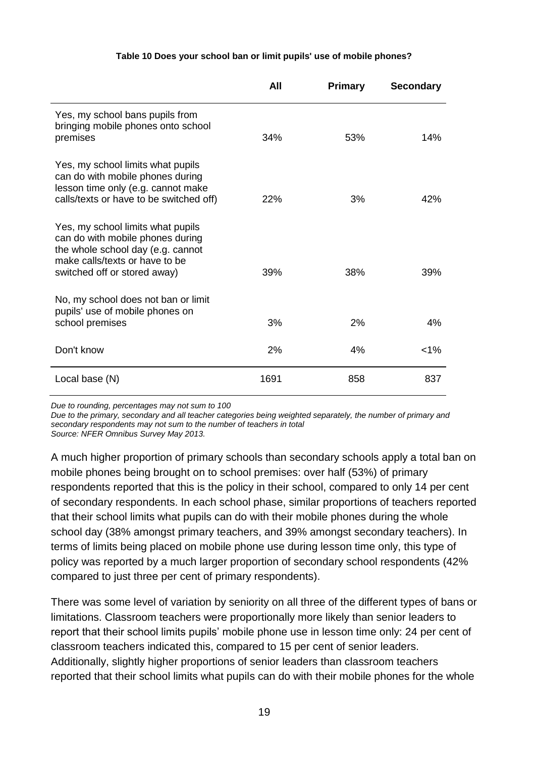**Table 10 Does your school ban or limit pupils' use of mobile phones?**

| | All | Primary | Secondary |
|---|---|---|---|
| Yes, my school bans pupils from bringing mobile phones onto school premises | 34% | 53% | 14% |
| Yes, my school limits what pupils can do with mobile phones during lesson time only (e.g. cannot make calls/texts or have to be switched off) | 22% | 3% | 42% |
| Yes, my school limits what pupils can do with mobile phones during the whole school day (e.g. cannot make calls/texts or have to be switched off or stored away) | 39% | 38% | 39% |
| No, my school does not ban or limit pupils' use of mobile phones on school premises | 3% | 2% | 4% |
| Don't know | 2% | 4% | <1% |
| Local base (N) | 1691 | 858 | 837 |

*Due to rounding, percentages may not sum to 100*
*Due to the primary, secondary and all teacher categories being weighted separately, the number of primary and secondary respondents may not sum to the number of teachers in total*
*Source: NFER Omnibus Survey May 2013.*

A much higher proportion of primary schools than secondary schools apply a total ban on mobile phones being brought on to school premises: over half (53%) of primary respondents reported that this is the policy in their school, compared to only 14 per cent of secondary respondents. In each school phase, similar proportions of teachers reported that their school limits what pupils can do with their mobile phones during the whole school day (38% amongst primary teachers, and 39% amongst secondary teachers). In terms of limits being placed on mobile phone use during lesson time only, this type of policy was reported by a much larger proportion of secondary school respondents (42% compared to just three per cent of primary respondents).

There was some level of variation by seniority on all three of the different types of bans or limitations. Classroom teachers were proportionally more likely than senior leaders to report that their school limits pupils' mobile phone use in lesson time only: 24 per cent of classroom teachers indicated this, compared to 15 per cent of senior leaders. Additionally, slightly higher proportions of senior leaders than classroom teachers reported that their school limits what pupils can do with their mobile phones for the whole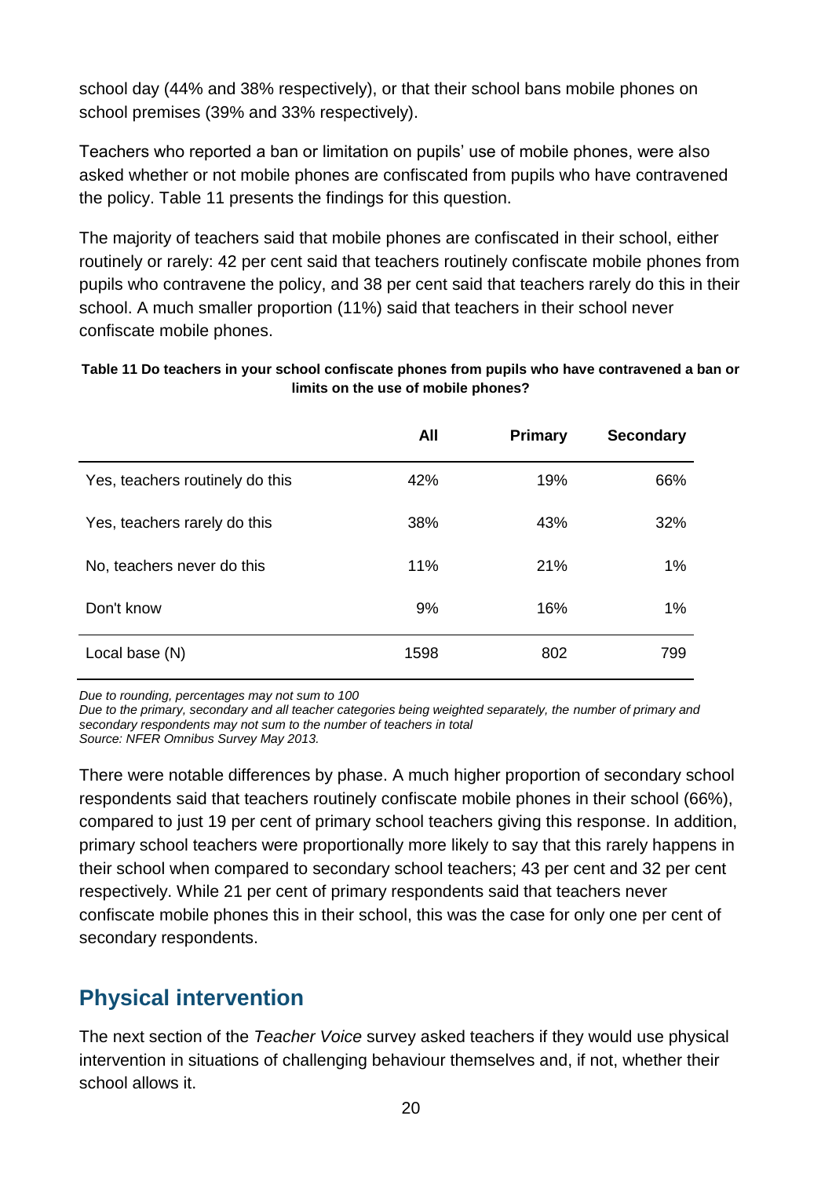school day (44% and 38% respectively), or that their school bans mobile phones on school premises (39% and 33% respectively).

Teachers who reported a ban or limitation on pupils' use of mobile phones, were also asked whether or not mobile phones are confiscated from pupils who have contravened the policy. Table 11 presents the findings for this question.

The majority of teachers said that mobile phones are confiscated in their school, either routinely or rarely: 42 per cent said that teachers routinely confiscate mobile phones from pupils who contravene the policy, and 38 per cent said that teachers rarely do this in their school. A much smaller proportion (11%) said that teachers in their school never confiscate mobile phones.

**Table 11 Do teachers in your school confiscate phones from pupils who have contravened a ban or limits on the use of mobile phones?**

| | All | Primary | Secondary |
|---|---|---|---|
| Yes, teachers routinely do this | 42% | 19% | 66% |
| Yes, teachers rarely do this | 38% | 43% | 32% |
| No, teachers never do this | 11% | 21% | 1% |
| Don't know | 9% | 16% | 1% |
| Local base (N) | 1598 | 802 | 799 |

*Due to rounding, percentages may not sum to 100*
*Due to the primary, secondary and all teacher categories being weighted separately, the number of primary and secondary respondents may not sum to the number of teachers in total*
*Source: NFER Omnibus Survey May 2013.*

There were notable differences by phase. A much higher proportion of secondary school respondents said that teachers routinely confiscate mobile phones in their school (66%), compared to just 19 per cent of primary school teachers giving this response. In addition, primary school teachers were proportionally more likely to say that this rarely happens in their school when compared to secondary school teachers; 43 per cent and 32 per cent respectively. While 21 per cent of primary respondents said that teachers never confiscate mobile phones this in their school, this was the case for only one per cent of secondary respondents.

## Physical intervention

The next section of the *Teacher Voice* survey asked teachers if they would use physical intervention in situations of challenging behaviour themselves and, if not, whether their school allows it.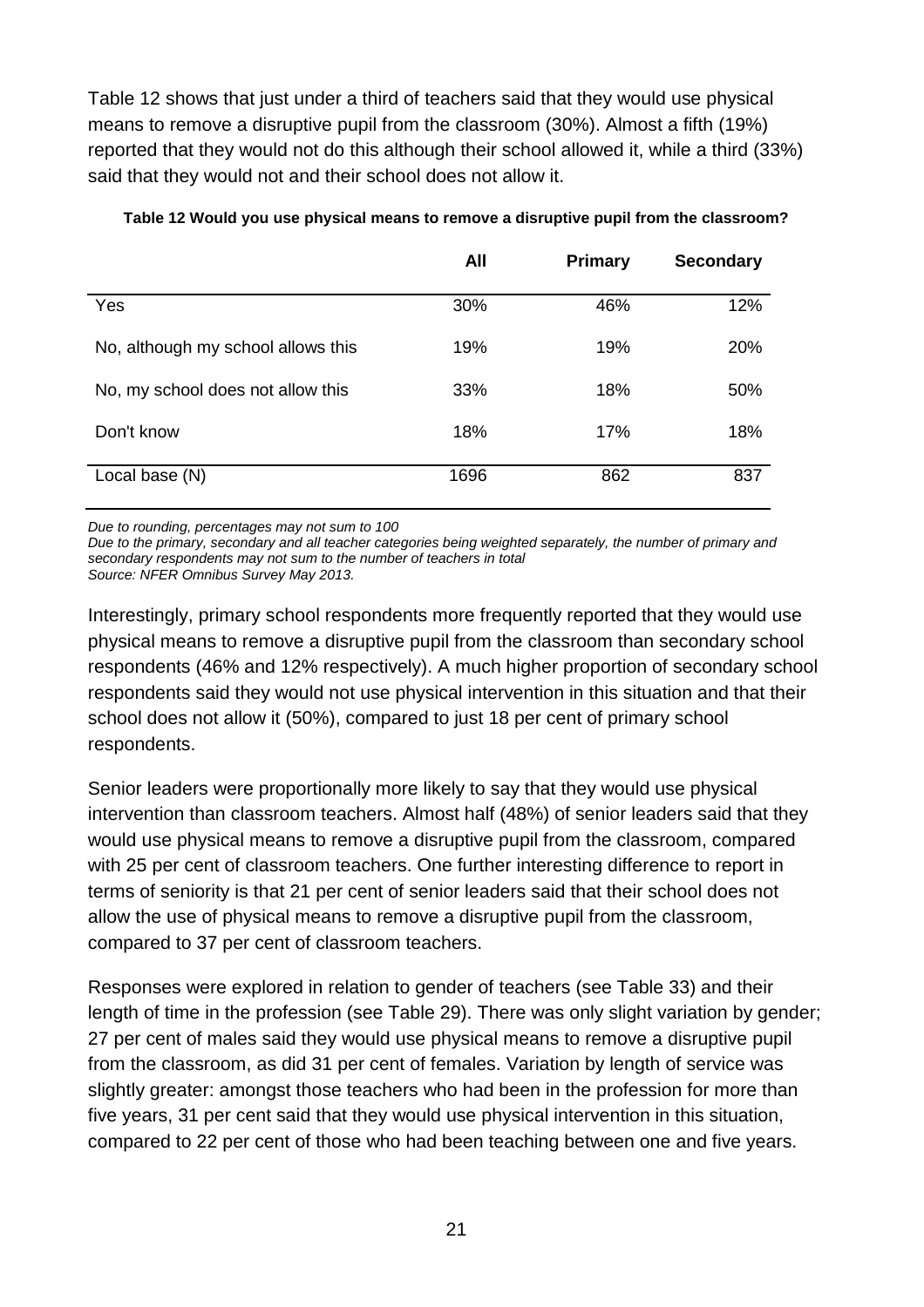Table 12 shows that just under a third of teachers said that they would use physical means to remove a disruptive pupil from the classroom (30%). Almost a fifth (19%) reported that they would not do this although their school allowed it, while a third (33%) said that they would not and their school does not allow it.

**Table 12 Would you use physical means to remove a disruptive pupil from the classroom?**

| | All | Primary | Secondary |
|---|---|---|---|
| Yes | 30% | 46% | 12% |
| No, although my school allows this | 19% | 19% | 20% |
| No, my school does not allow this | 33% | 18% | 50% |
| Don't know | 18% | 17% | 18% |
| Local base (N) | 1696 | 862 | 837 |

*Due to rounding, percentages may not sum to 100*
*Due to the primary, secondary and all teacher categories being weighted separately, the number of primary and secondary respondents may not sum to the number of teachers in total*
*Source: NFER Omnibus Survey May 2013.*

Interestingly, primary school respondents more frequently reported that they would use physical means to remove a disruptive pupil from the classroom than secondary school respondents (46% and 12% respectively). A much higher proportion of secondary school respondents said they would not use physical intervention in this situation and that their school does not allow it (50%), compared to just 18 per cent of primary school respondents.

Senior leaders were proportionally more likely to say that they would use physical intervention than classroom teachers. Almost half (48%) of senior leaders said that they would use physical means to remove a disruptive pupil from the classroom, compared with 25 per cent of classroom teachers. One further interesting difference to report in terms of seniority is that 21 per cent of senior leaders said that their school does not allow the use of physical means to remove a disruptive pupil from the classroom, compared to 37 per cent of classroom teachers.

Responses were explored in relation to gender of teachers (see Table 33) and their length of time in the profession (see Table 29). There was only slight variation by gender; 27 per cent of males said they would use physical means to remove a disruptive pupil from the classroom, as did 31 per cent of females. Variation by length of service was slightly greater: amongst those teachers who had been in the profession for more than five years, 31 per cent said that they would use physical intervention in this situation, compared to 22 per cent of those who had been teaching between one and five years.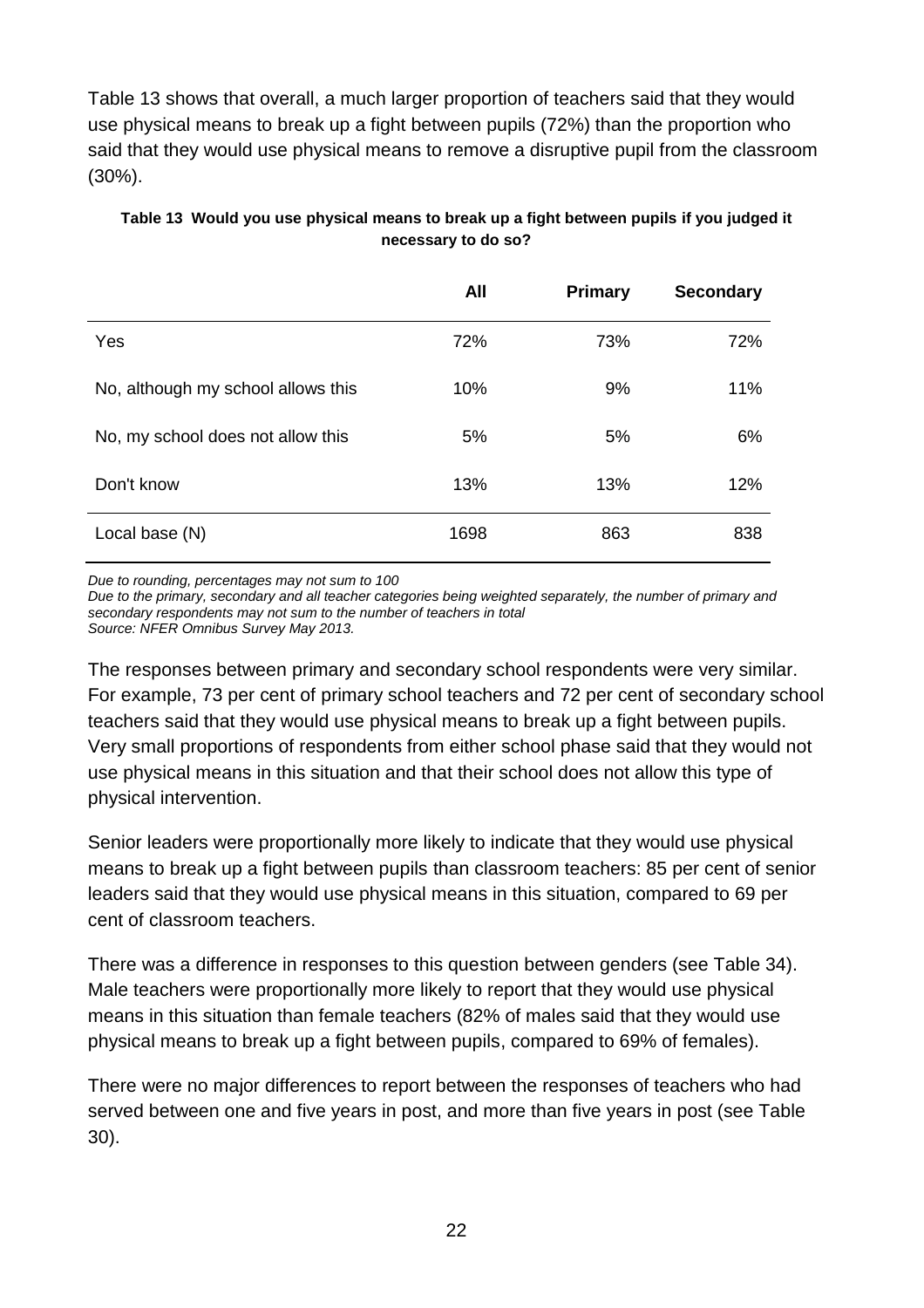Table 13 shows that overall, a much larger proportion of teachers said that they would use physical means to break up a fight between pupils (72%) than the proportion who said that they would use physical means to remove a disruptive pupil from the classroom (30%).

**Table 13 Would you use physical means to break up a fight between pupils if you judged it necessary to do so?**

| | All | Primary | Secondary |
|---|---|---|---|
| Yes | 72% | 73% | 72% |
| No, although my school allows this | 10% | 9% | 11% |
| No, my school does not allow this | 5% | 5% | 6% |
| Don't know | 13% | 13% | 12% |
| Local base (N) | 1698 | 863 | 838 |

*Due to rounding, percentages may not sum to 100*
*Due to the primary, secondary and all teacher categories being weighted separately, the number of primary and secondary respondents may not sum to the number of teachers in total*
*Source: NFER Omnibus Survey May 2013.*

The responses between primary and secondary school respondents were very similar. For example, 73 per cent of primary school teachers and 72 per cent of secondary school teachers said that they would use physical means to break up a fight between pupils. Very small proportions of respondents from either school phase said that they would not use physical means in this situation and that their school does not allow this type of physical intervention.

Senior leaders were proportionally more likely to indicate that they would use physical means to break up a fight between pupils than classroom teachers: 85 per cent of senior leaders said that they would use physical means in this situation, compared to 69 per cent of classroom teachers.

There was a difference in responses to this question between genders (see Table 34). Male teachers were proportionally more likely to report that they would use physical means in this situation than female teachers (82% of males said that they would use physical means to break up a fight between pupils, compared to 69% of females).

There were no major differences to report between the responses of teachers who had served between one and five years in post, and more than five years in post (see Table 30).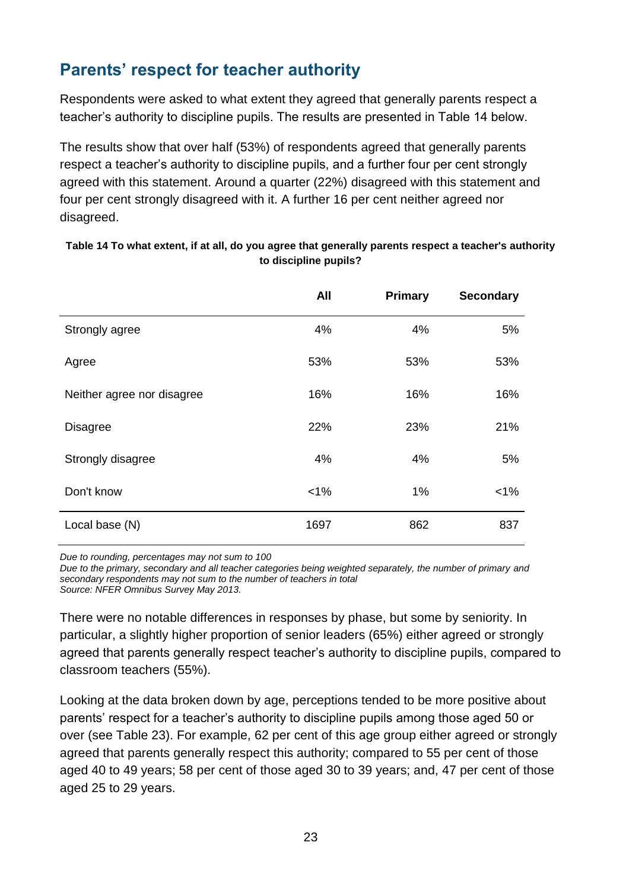## Parents' respect for teacher authority

Respondents were asked to what extent they agreed that generally parents respect a teacher's authority to discipline pupils. The results are presented in Table 14 below.

The results show that over half (53%) of respondents agreed that generally parents respect a teacher's authority to discipline pupils, and a further four per cent strongly agreed with this statement. Around a quarter (22%) disagreed with this statement and four per cent strongly disagreed with it. A further 16 per cent neither agreed nor disagreed.

**Table 14 To what extent, if at all, do you agree that generally parents respect a teacher's authority to discipline pupils?**

| | All | Primary | Secondary |
|---|---|---|---|
| Strongly agree | 4% | 4% | 5% |
| Agree | 53% | 53% | 53% |
| Neither agree nor disagree | 16% | 16% | 16% |
| Disagree | 22% | 23% | 21% |
| Strongly disagree | 4% | 4% | 5% |
| Don't know | <1% | 1% | <1% |
| Local base (N) | 1697 | 862 | 837 |

*Due to rounding, percentages may not sum to 100*
*Due to the primary, secondary and all teacher categories being weighted separately, the number of primary and secondary respondents may not sum to the number of teachers in total*
*Source: NFER Omnibus Survey May 2013.*

There were no notable differences in responses by phase, but some by seniority. In particular, a slightly higher proportion of senior leaders (65%) either agreed or strongly agreed that parents generally respect teacher's authority to discipline pupils, compared to classroom teachers (55%).

Looking at the data broken down by age, perceptions tended to be more positive about parents' respect for a teacher's authority to discipline pupils among those aged 50 or over (see Table 23). For example, 62 per cent of this age group either agreed or strongly agreed that parents generally respect this authority; compared to 55 per cent of those aged 40 to 49 years; 58 per cent of those aged 30 to 39 years; and, 47 per cent of those aged 25 to 29 years.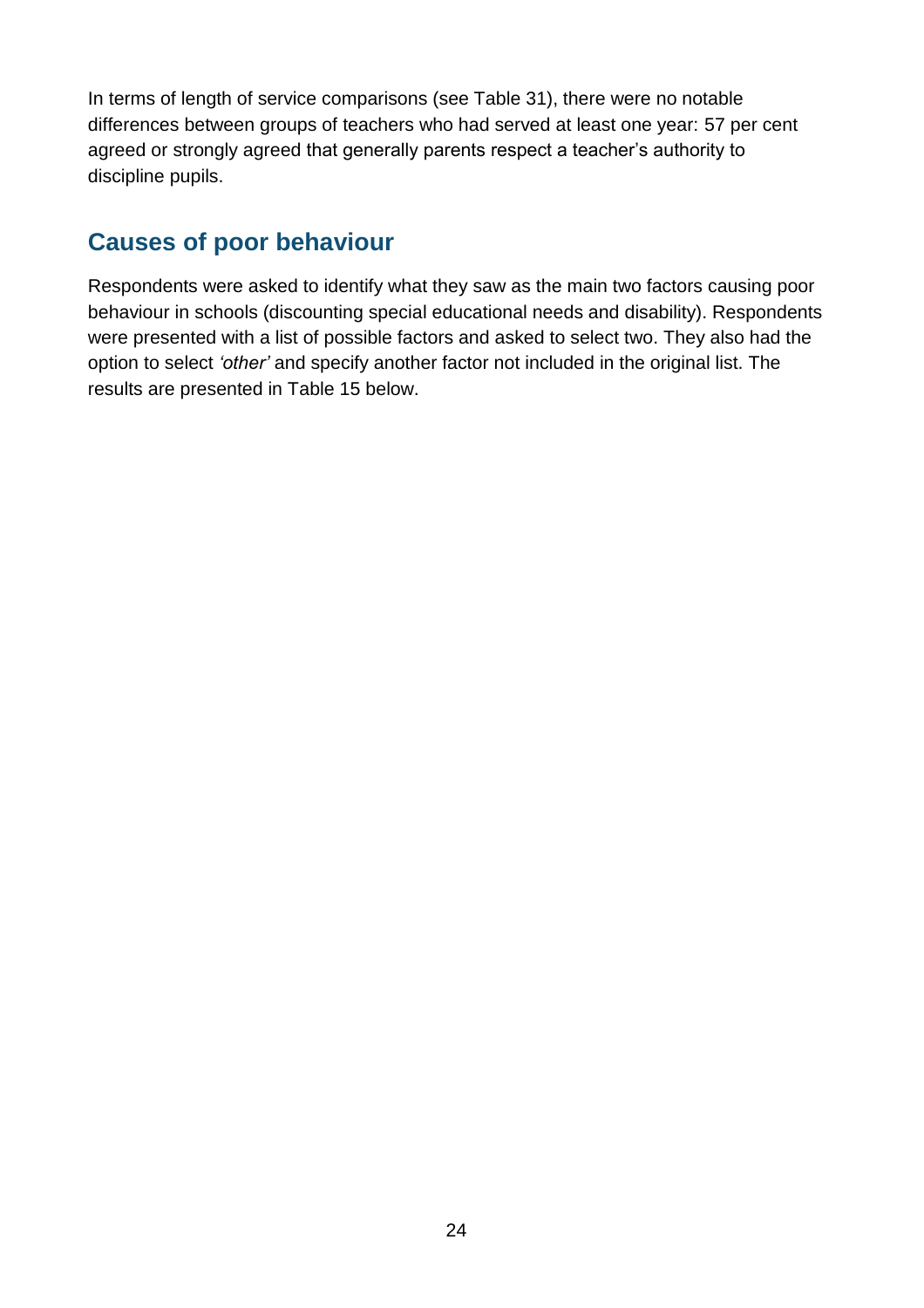In terms of length of service comparisons (see Table 31), there were no notable differences between groups of teachers who had served at least one year: 57 per cent agreed or strongly agreed that generally parents respect a teacher's authority to discipline pupils.

## Causes of poor behaviour

Respondents were asked to identify what they saw as the main two factors causing poor behaviour in schools (discounting special educational needs and disability). Respondents were presented with a list of possible factors and asked to select two. They also had the option to select *'other'* and specify another factor not included in the original list. The results are presented in Table 15 below.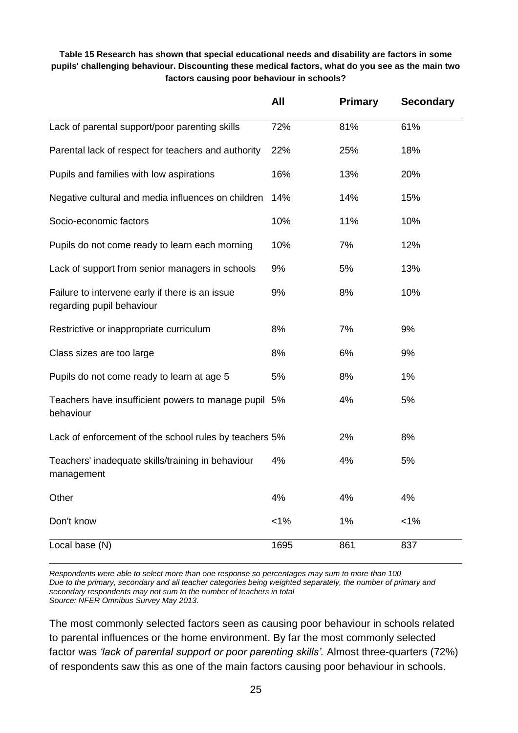**Table 15 Research has shown that special educational needs and disability are factors in some pupils' challenging behaviour. Discounting these medical factors, what do you see as the main two factors causing poor behaviour in schools?**

| | All | Primary | Secondary |
|---|---|---|---|
| Lack of parental support/poor parenting skills | 72% | 81% | 61% |
| Parental lack of respect for teachers and authority | 22% | 25% | 18% |
| Pupils and families with low aspirations | 16% | 13% | 20% |
| Negative cultural and media influences on children | 14% | 14% | 15% |
| Socio-economic factors | 10% | 11% | 10% |
| Pupils do not come ready to learn each morning | 10% | 7% | 12% |
| Lack of support from senior managers in schools | 9% | 5% | 13% |
| Failure to intervene early if there is an issue regarding pupil behaviour | 9% | 8% | 10% |
| Restrictive or inappropriate curriculum | 8% | 7% | 9% |
| Class sizes are too large | 8% | 6% | 9% |
| Pupils do not come ready to learn at age 5 | 5% | 8% | 1% |
| Teachers have insufficient powers to manage pupil behaviour | 5% | 4% | 5% |
| Lack of enforcement of the school rules by teachers | 5% | 2% | 8% |
| Teachers' inadequate skills/training in behaviour management | 4% | 4% | 5% |
| Other | 4% | 4% | 4% |
| Don't know | <1% | 1% | <1% |
| Local base (N) | 1695 | 861 | 837 |

*Respondents were able to select more than one response so percentages may sum to more than 100*
*Due to the primary, secondary and all teacher categories being weighted separately, the number of primary and secondary respondents may not sum to the number of teachers in total*
*Source: NFER Omnibus Survey May 2013.*

The most commonly selected factors seen as causing poor behaviour in schools related to parental influences or the home environment. By far the most commonly selected factor was *'lack of parental support or poor parenting skills'.* Almost three-quarters (72%) of respondents saw this as one of the main factors causing poor behaviour in schools.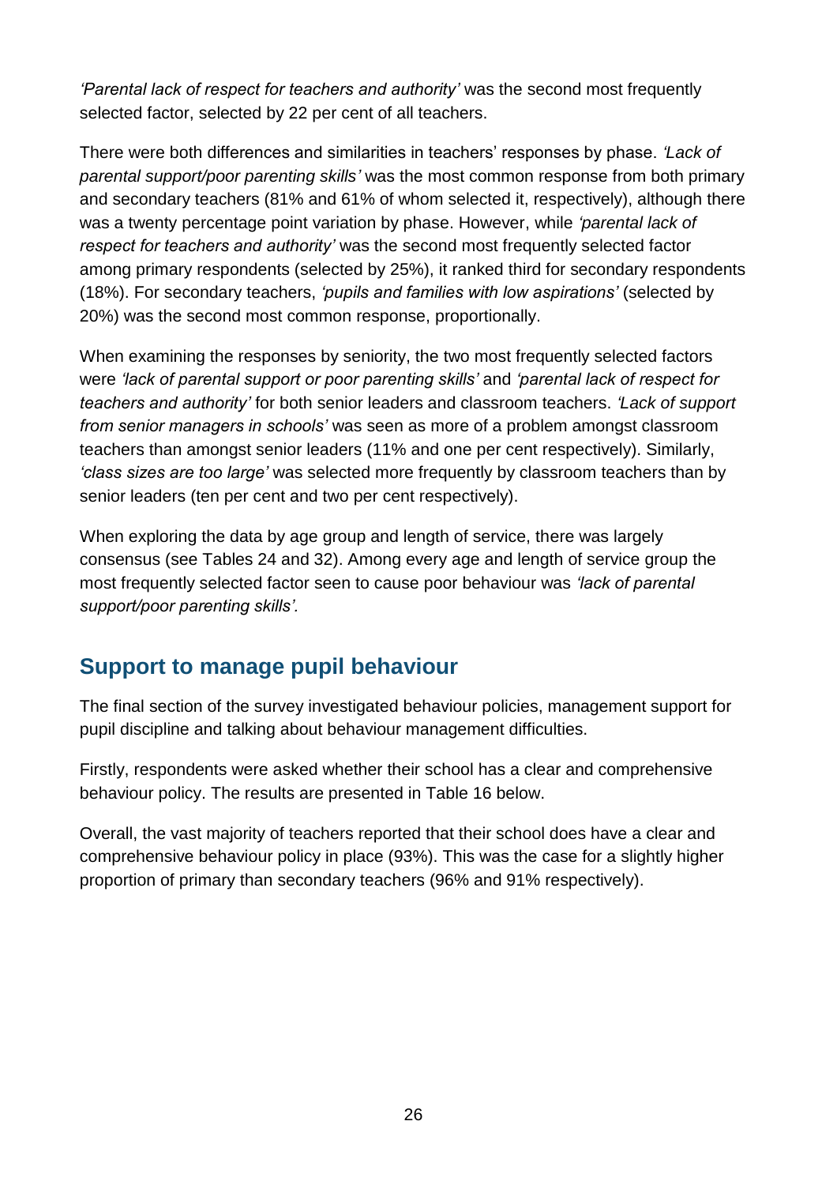*'Parental lack of respect for teachers and authority'* was the second most frequently selected factor, selected by 22 per cent of all teachers.

There were both differences and similarities in teachers' responses by phase. *'Lack of parental support/poor parenting skills'* was the most common response from both primary and secondary teachers (81% and 61% of whom selected it, respectively), although there was a twenty percentage point variation by phase. However, while *'parental lack of respect for teachers and authority'* was the second most frequently selected factor among primary respondents (selected by 25%), it ranked third for secondary respondents (18%). For secondary teachers, *'pupils and families with low aspirations'* (selected by 20%) was the second most common response, proportionally.

When examining the responses by seniority, the two most frequently selected factors were *'lack of parental support or poor parenting skills'* and *'parental lack of respect for teachers and authority'* for both senior leaders and classroom teachers. *'Lack of support from senior managers in schools'* was seen as more of a problem amongst classroom teachers than amongst senior leaders (11% and one per cent respectively). Similarly, *'class sizes are too large'* was selected more frequently by classroom teachers than by senior leaders (ten per cent and two per cent respectively).

When exploring the data by age group and length of service, there was largely consensus (see Tables 24 and 32). Among every age and length of service group the most frequently selected factor seen to cause poor behaviour was *'lack of parental support/poor parenting skills'.*

## Support to manage pupil behaviour

The final section of the survey investigated behaviour policies, management support for pupil discipline and talking about behaviour management difficulties.

Firstly, respondents were asked whether their school has a clear and comprehensive behaviour policy. The results are presented in Table 16 below.

Overall, the vast majority of teachers reported that their school does have a clear and comprehensive behaviour policy in place (93%). This was the case for a slightly higher proportion of primary than secondary teachers (96% and 91% respectively).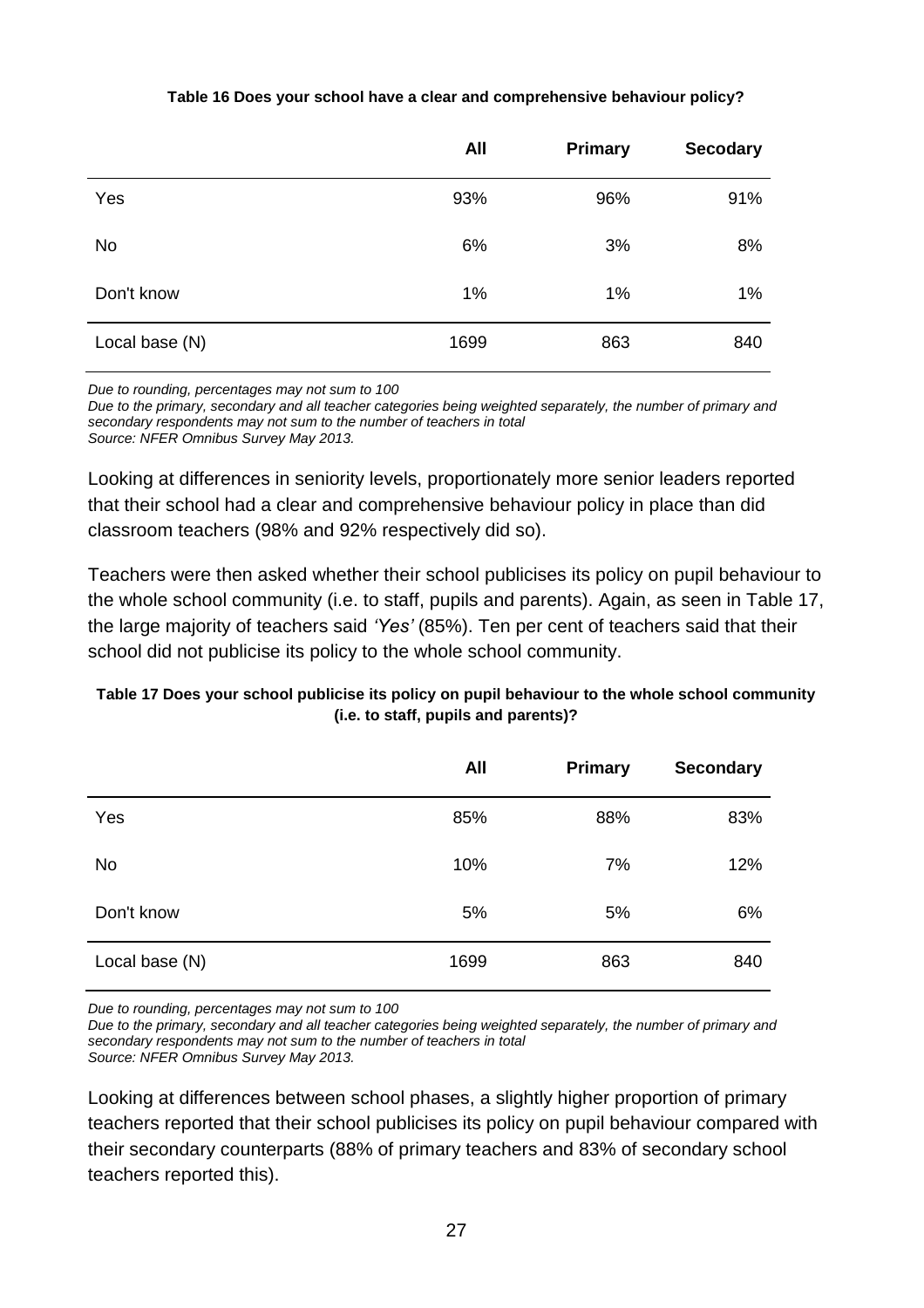**Table 16 Does your school have a clear and comprehensive behaviour policy?**

| | All | Primary | Secodary |
|---|---|---|---|
| Yes | 93% | 96% | 91% |
| No | 6% | 3% | 8% |
| Don't know | 1% | 1% | 1% |
| Local base (N) | 1699 | 863 | 840 |

*Due to rounding, percentages may not sum to 100*
*Due to the primary, secondary and all teacher categories being weighted separately, the number of primary and secondary respondents may not sum to the number of teachers in total*
*Source: NFER Omnibus Survey May 2013.*

Looking at differences in seniority levels, proportionately more senior leaders reported that their school had a clear and comprehensive behaviour policy in place than did classroom teachers (98% and 92% respectively did so).

Teachers were then asked whether their school publicises its policy on pupil behaviour to the whole school community (i.e. to staff, pupils and parents). Again, as seen in Table 17, the large majority of teachers said *'Yes'* (85%). Ten per cent of teachers said that their school did not publicise its policy to the whole school community.

**Table 17 Does your school publicise its policy on pupil behaviour to the whole school community (i.e. to staff, pupils and parents)?**

| | All | Primary | Secondary |
|---|---|---|---|
| Yes | 85% | 88% | 83% |
| No | 10% | 7% | 12% |
| Don't know | 5% | 5% | 6% |
| Local base (N) | 1699 | 863 | 840 |

*Due to rounding, percentages may not sum to 100*
*Due to the primary, secondary and all teacher categories being weighted separately, the number of primary and secondary respondents may not sum to the number of teachers in total*
*Source: NFER Omnibus Survey May 2013.*

Looking at differences between school phases, a slightly higher proportion of primary teachers reported that their school publicises its policy on pupil behaviour compared with their secondary counterparts (88% of primary teachers and 83% of secondary school teachers reported this).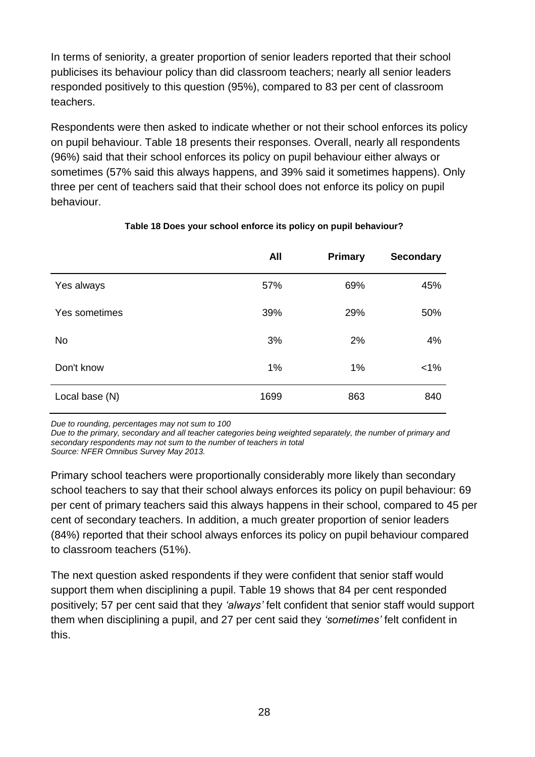In terms of seniority, a greater proportion of senior leaders reported that their school publicises its behaviour policy than did classroom teachers; nearly all senior leaders responded positively to this question (95%), compared to 83 per cent of classroom teachers.

Respondents were then asked to indicate whether or not their school enforces its policy on pupil behaviour. Table 18 presents their responses. Overall, nearly all respondents (96%) said that their school enforces its policy on pupil behaviour either always or sometimes (57% said this always happens, and 39% said it sometimes happens). Only three per cent of teachers said that their school does not enforce its policy on pupil behaviour.

**Table 18 Does your school enforce its policy on pupil behaviour?**

| | All | Primary | Secondary |
|---|---|---|---|
| Yes always | 57% | 69% | 45% |
| Yes sometimes | 39% | 29% | 50% |
| No | 3% | 2% | 4% |
| Don't know | 1% | 1% | <1% |
| Local base (N) | 1699 | 863 | 840 |

*Due to rounding, percentages may not sum to 100*
*Due to the primary, secondary and all teacher categories being weighted separately, the number of primary and secondary respondents may not sum to the number of teachers in total*
*Source: NFER Omnibus Survey May 2013.*

Primary school teachers were proportionally considerably more likely than secondary school teachers to say that their school always enforces its policy on pupil behaviour: 69 per cent of primary teachers said this always happens in their school, compared to 45 per cent of secondary teachers. In addition, a much greater proportion of senior leaders (84%) reported that their school always enforces its policy on pupil behaviour compared to classroom teachers (51%).

The next question asked respondents if they were confident that senior staff would support them when disciplining a pupil. Table 19 shows that 84 per cent responded positively; 57 per cent said that they *'always'* felt confident that senior staff would support them when disciplining a pupil, and 27 per cent said they *'sometimes'* felt confident in this.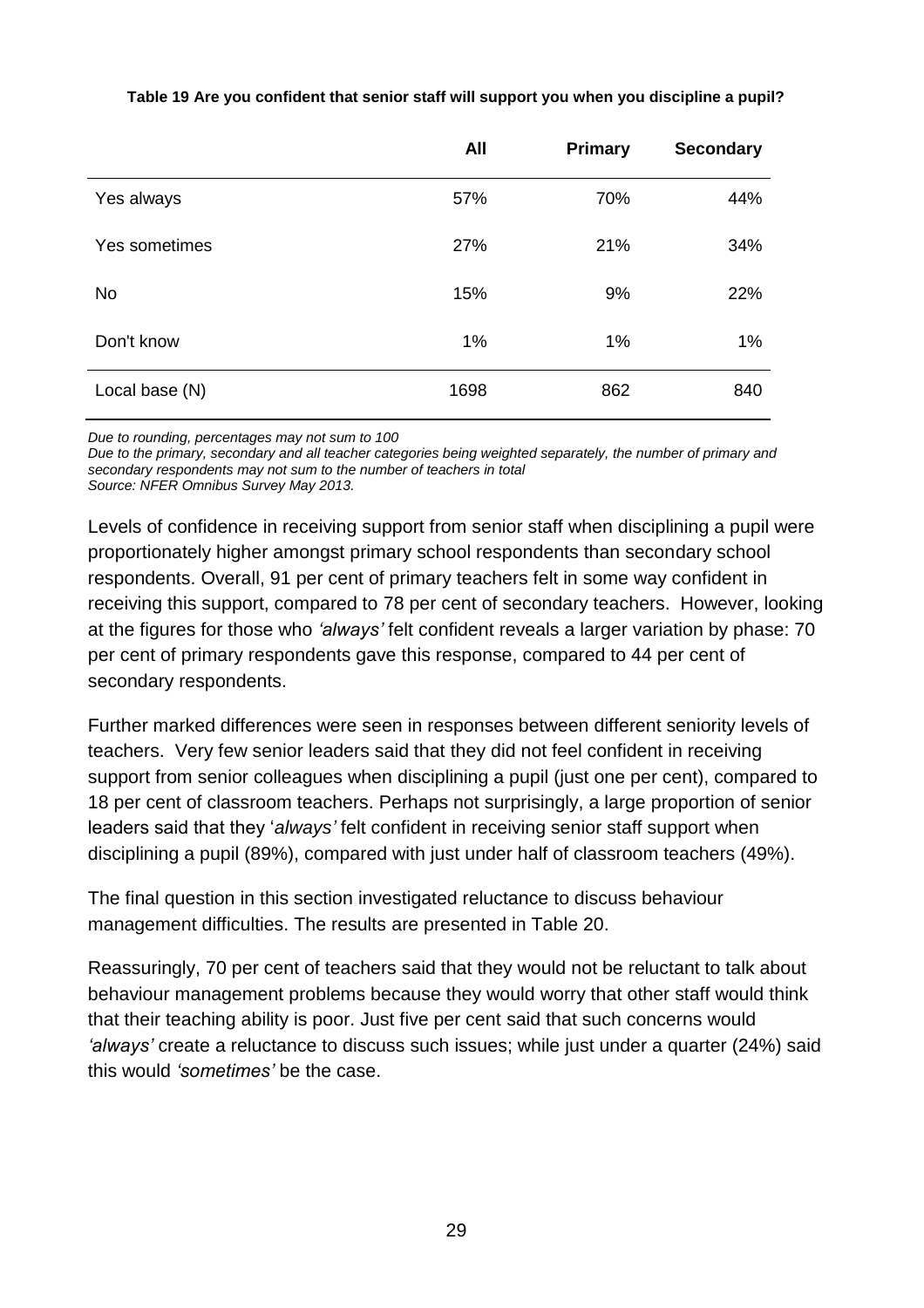**Table 19 Are you confident that senior staff will support you when you discipline a pupil?**

| | All | Primary | Secondary |
|---|---|---|---|
| Yes always | 57% | 70% | 44% |
| Yes sometimes | 27% | 21% | 34% |
| No | 15% | 9% | 22% |
| Don't know | 1% | 1% | 1% |
| Local base (N) | 1698 | 862 | 840 |

*Due to rounding, percentages may not sum to 100*
*Due to the primary, secondary and all teacher categories being weighted separately, the number of primary and secondary respondents may not sum to the number of teachers in total*
*Source: NFER Omnibus Survey May 2013.*

Levels of confidence in receiving support from senior staff when disciplining a pupil were proportionately higher amongst primary school respondents than secondary school respondents. Overall, 91 per cent of primary teachers felt in some way confident in receiving this support, compared to 78 per cent of secondary teachers. However, looking at the figures for those who *'always'* felt confident reveals a larger variation by phase: 70 per cent of primary respondents gave this response, compared to 44 per cent of secondary respondents.

Further marked differences were seen in responses between different seniority levels of teachers. Very few senior leaders said that they did not feel confident in receiving support from senior colleagues when disciplining a pupil (just one per cent), compared to 18 per cent of classroom teachers. Perhaps not surprisingly, a large proportion of senior leaders said that they '*always'* felt confident in receiving senior staff support when disciplining a pupil (89%), compared with just under half of classroom teachers (49%).

The final question in this section investigated reluctance to discuss behaviour management difficulties. The results are presented in Table 20.

Reassuringly, 70 per cent of teachers said that they would not be reluctant to talk about behaviour management problems because they would worry that other staff would think that their teaching ability is poor. Just five per cent said that such concerns would *'always'* create a reluctance to discuss such issues; while just under a quarter (24%) said this would *'sometimes'* be the case.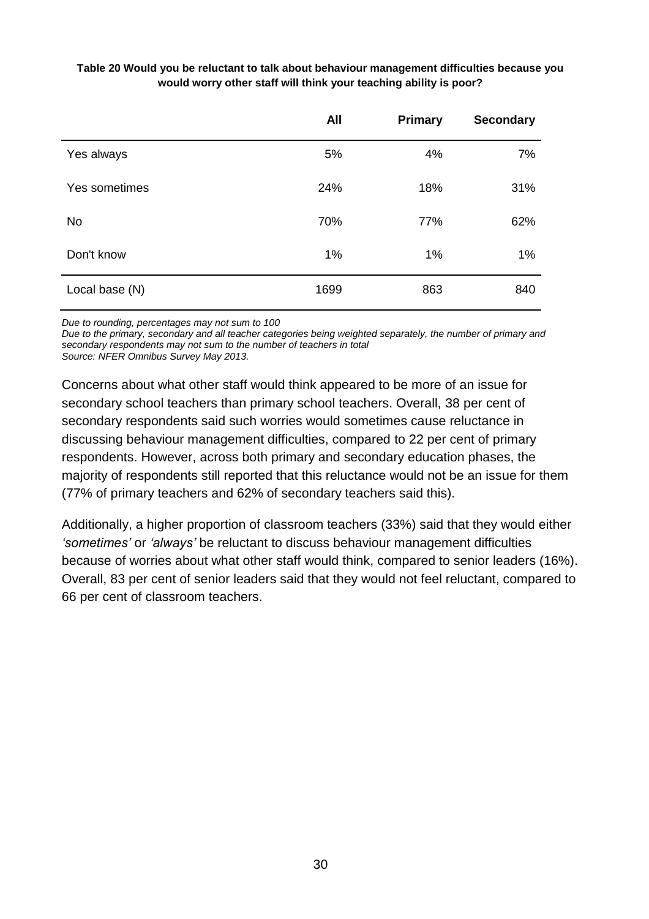**Table 20 Would you be reluctant to talk about behaviour management difficulties because you would worry other staff will think your teaching ability is poor?**

| | All | Primary | Secondary |
|---|---|---|---|
| Yes always | 5% | 4% | 7% |
| Yes sometimes | 24% | 18% | 31% |
| No | 70% | 77% | 62% |
| Don't know | 1% | 1% | 1% |
| Local base (N) | 1699 | 863 | 840 |

*Due to rounding, percentages may not sum to 100*
*Due to the primary, secondary and all teacher categories being weighted separately, the number of primary and secondary respondents may not sum to the number of teachers in total*
*Source: NFER Omnibus Survey May 2013.*

Concerns about what other staff would think appeared to be more of an issue for secondary school teachers than primary school teachers. Overall, 38 per cent of secondary respondents said such worries would sometimes cause reluctance in discussing behaviour management difficulties, compared to 22 per cent of primary respondents. However, across both primary and secondary education phases, the majority of respondents still reported that this reluctance would not be an issue for them (77% of primary teachers and 62% of secondary teachers said this).

Additionally, a higher proportion of classroom teachers (33%) said that they would either *'sometimes'* or *'always'* be reluctant to discuss behaviour management difficulties because of worries about what other staff would think, compared to senior leaders (16%). Overall, 83 per cent of senior leaders said that they would not feel reluctant, compared to 66 per cent of classroom teachers.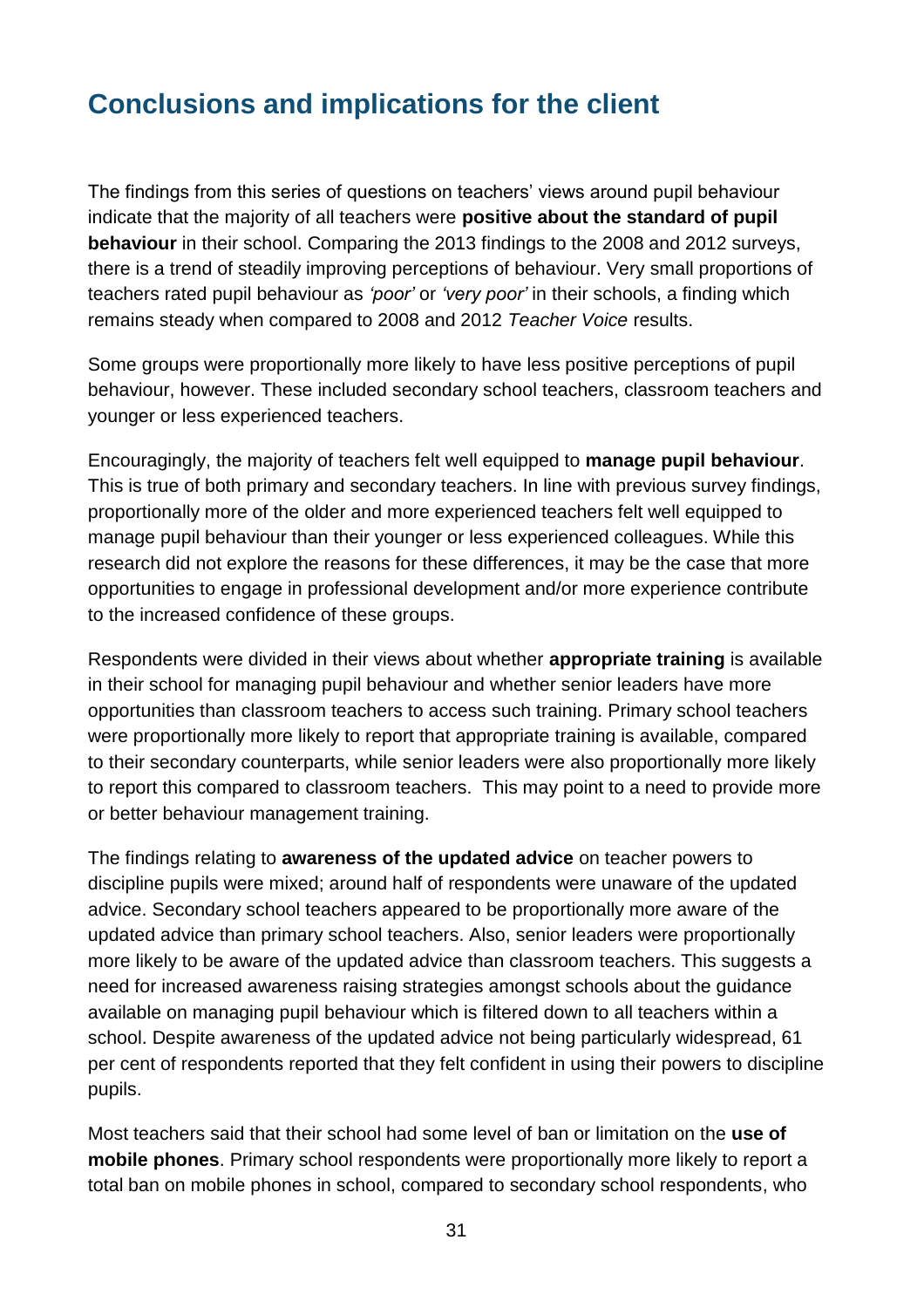## Conclusions and implications for the client

The findings from this series of questions on teachers' views around pupil behaviour indicate that the majority of all teachers were **positive about the standard of pupil behaviour** in their school. Comparing the 2013 findings to the 2008 and 2012 surveys, there is a trend of steadily improving perceptions of behaviour. Very small proportions of teachers rated pupil behaviour as *'poor'* or *'very poor'* in their schools, a finding which remains steady when compared to 2008 and 2012 *Teacher Voice* results.

Some groups were proportionally more likely to have less positive perceptions of pupil behaviour, however. These included secondary school teachers, classroom teachers and younger or less experienced teachers.

Encouragingly, the majority of teachers felt well equipped to **manage pupil behaviour**. This is true of both primary and secondary teachers. In line with previous survey findings, proportionally more of the older and more experienced teachers felt well equipped to manage pupil behaviour than their younger or less experienced colleagues. While this research did not explore the reasons for these differences, it may be the case that more opportunities to engage in professional development and/or more experience contribute to the increased confidence of these groups.

Respondents were divided in their views about whether **appropriate training** is available in their school for managing pupil behaviour and whether senior leaders have more opportunities than classroom teachers to access such training. Primary school teachers were proportionally more likely to report that appropriate training is available, compared to their secondary counterparts, while senior leaders were also proportionally more likely to report this compared to classroom teachers. This may point to a need to provide more or better behaviour management training.

The findings relating to **awareness of the updated advice** on teacher powers to discipline pupils were mixed; around half of respondents were unaware of the updated advice. Secondary school teachers appeared to be proportionally more aware of the updated advice than primary school teachers. Also, senior leaders were proportionally more likely to be aware of the updated advice than classroom teachers. This suggests a need for increased awareness raising strategies amongst schools about the guidance available on managing pupil behaviour which is filtered down to all teachers within a school. Despite awareness of the updated advice not being particularly widespread, 61 per cent of respondents reported that they felt confident in using their powers to discipline pupils.

Most teachers said that their school had some level of ban or limitation on the **use of mobile phones**. Primary school respondents were proportionally more likely to report a total ban on mobile phones in school, compared to secondary school respondents, who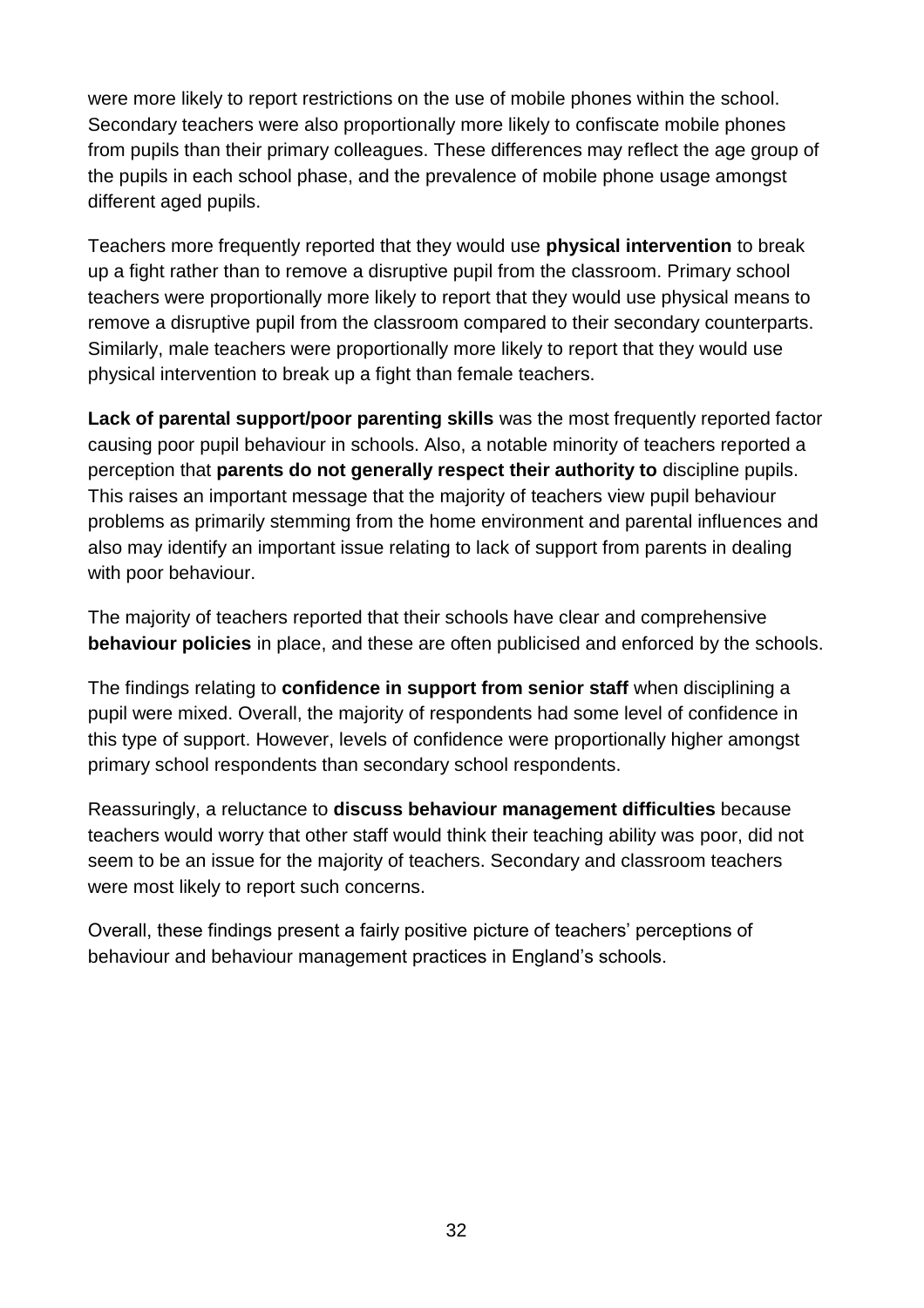were more likely to report restrictions on the use of mobile phones within the school. Secondary teachers were also proportionally more likely to confiscate mobile phones from pupils than their primary colleagues. These differences may reflect the age group of the pupils in each school phase, and the prevalence of mobile phone usage amongst different aged pupils.

Teachers more frequently reported that they would use **physical intervention** to break up a fight rather than to remove a disruptive pupil from the classroom. Primary school teachers were proportionally more likely to report that they would use physical means to remove a disruptive pupil from the classroom compared to their secondary counterparts. Similarly, male teachers were proportionally more likely to report that they would use physical intervention to break up a fight than female teachers.

**Lack of parental support/poor parenting skills** was the most frequently reported factor causing poor pupil behaviour in schools. Also, a notable minority of teachers reported a perception that **parents do not generally respect their authority to** discipline pupils. This raises an important message that the majority of teachers view pupil behaviour problems as primarily stemming from the home environment and parental influences and also may identify an important issue relating to lack of support from parents in dealing with poor behaviour.

The majority of teachers reported that their schools have clear and comprehensive **behaviour policies** in place, and these are often publicised and enforced by the schools.

The findings relating to **confidence in support from senior staff** when disciplining a pupil were mixed. Overall, the majority of respondents had some level of confidence in this type of support. However, levels of confidence were proportionally higher amongst primary school respondents than secondary school respondents.

Reassuringly, a reluctance to **discuss behaviour management difficulties** because teachers would worry that other staff would think their teaching ability was poor, did not seem to be an issue for the majority of teachers. Secondary and classroom teachers were most likely to report such concerns.

Overall, these findings present a fairly positive picture of teachers' perceptions of behaviour and behaviour management practices in England's schools.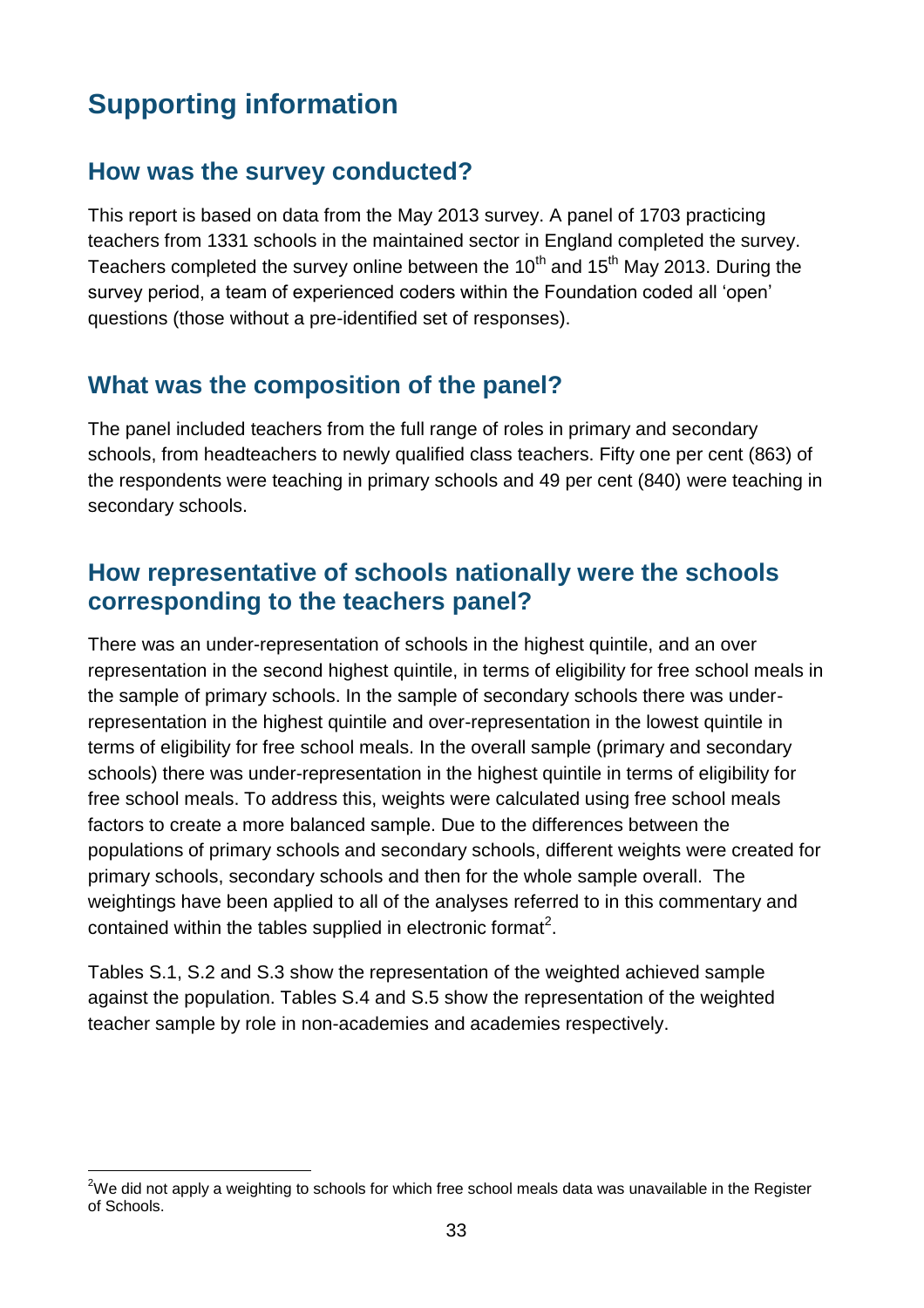# Supporting information

## How was the survey conducted?

This report is based on data from the May 2013 survey. A panel of 1703 practicing teachers from 1331 schools in the maintained sector in England completed the survey. Teachers completed the survey online between the 10th and 15th May 2013. During the survey period, a team of experienced coders within the Foundation coded all 'open' questions (those without a pre-identified set of responses).

## What was the composition of the panel?

The panel included teachers from the full range of roles in primary and secondary schools, from headteachers to newly qualified class teachers. Fifty one per cent (863) of the respondents were teaching in primary schools and 49 per cent (840) were teaching in secondary schools.

## How representative of schools nationally were the schools corresponding to the teachers panel?

There was an under-representation of schools in the highest quintile, and an over representation in the second highest quintile, in terms of eligibility for free school meals in the sample of primary schools. In the sample of secondary schools there was under-representation in the highest quintile and over-representation in the lowest quintile in terms of eligibility for free school meals. In the overall sample (primary and secondary schools) there was under-representation in the highest quintile in terms of eligibility for free school meals. To address this, weights were calculated using free school meals factors to create a more balanced sample. Due to the differences between the populations of primary schools and secondary schools, different weights were created for primary schools, secondary schools and then for the whole sample overall. The weightings have been applied to all of the analyses referred to in this commentary and contained within the tables supplied in electronic format[2].

Tables S.1, S.2 and S.3 show the representation of the weighted achieved sample against the population. Tables S.4 and S.5 show the representation of the weighted teacher sample by role in non-academies and academies respectively.

[2] We did not apply a weighting to schools for which free school meals data was unavailable in the Register of Schools.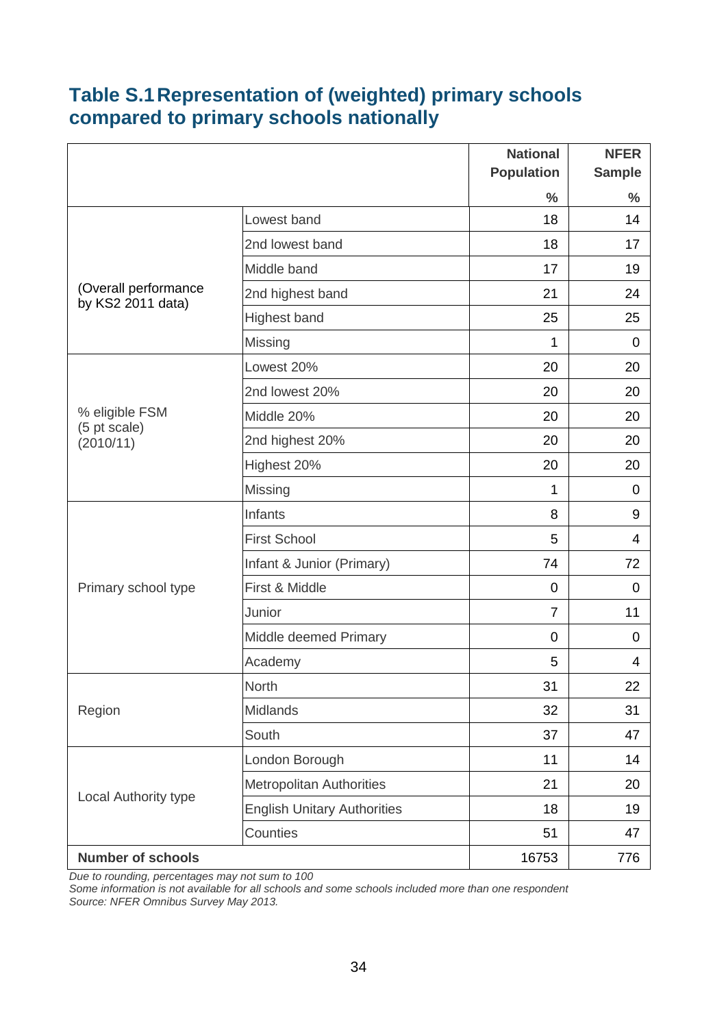## Table S.1 Representation of (weighted) primary schools compared to primary schools nationally

| | | National Population | NFER Sample |
|---|---|---|---|
| | | % | % |
| (Overall performance by KS2 2011 data) | Lowest band | 18 | 14 |
| | 2nd lowest band | 18 | 17 |
| | Middle band | 17 | 19 |
| | 2nd highest band | 21 | 24 |
| | Highest band | 25 | 25 |
| | Missing | 1 | 0 |
| % eligible FSM (5 pt scale) (2010/11) | Lowest 20% | 20 | 20 |
| | 2nd lowest 20% | 20 | 20 |
| | Middle 20% | 20 | 20 |
| | 2nd highest 20% | 20 | 20 |
| | Highest 20% | 20 | 20 |
| | Missing | 1 | 0 |
| Primary school type | Infants | 8 | 9 |
| | First School | 5 | 4 |
| | Infant & Junior (Primary) | 74 | 72 |
| | First & Middle | 0 | 0 |
| | Junior | 7 | 11 |
| | Middle deemed Primary | 0 | 0 |
| | Academy | 5 | 4 |
| Region | North | 31 | 22 |
| | Midlands | 32 | 31 |
| | South | 37 | 47 |
| Local Authority type | London Borough | 11 | 14 |
| | Metropolitan Authorities | 21 | 20 |
| | English Unitary Authorities | 18 | 19 |
| | Counties | 51 | 47 |
| **Number of schools** | | 16753 | 776 |

*Due to rounding, percentages may not sum to 100*
*Some information is not available for all schools and some schools included more than one respondent*
*Source: NFER Omnibus Survey May 2013.*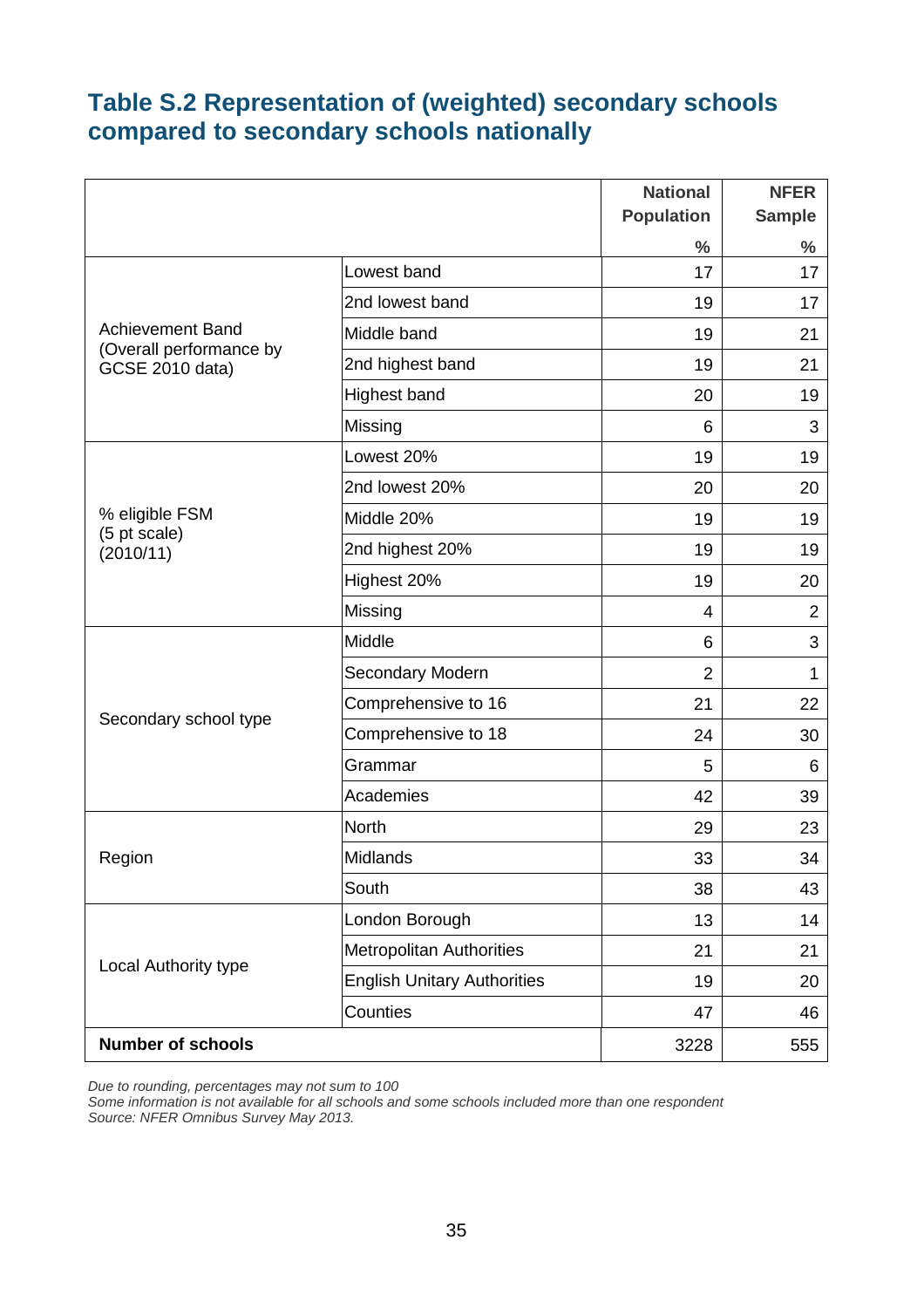## Table S.2 Representation of (weighted) secondary schools compared to secondary schools nationally

| | | National Population % | NFER Sample % |
|---|---|---|---|
| Achievement Band (Overall performance by GCSE 2010 data) | Lowest band | 17 | 17 |
| | 2nd lowest band | 19 | 17 |
| | Middle band | 19 | 21 |
| | 2nd highest band | 19 | 21 |
| | Highest band | 20 | 19 |
| | Missing | 6 | 3 |
| % eligible FSM (5 pt scale) (2010/11) | Lowest 20% | 19 | 19 |
| | 2nd lowest 20% | 20 | 20 |
| | Middle 20% | 19 | 19 |
| | 2nd highest 20% | 19 | 19 |
| | Highest 20% | 19 | 20 |
| | Missing | 4 | 2 |
| Secondary school type | Middle | 6 | 3 |
| | Secondary Modern | 2 | 1 |
| | Comprehensive to 16 | 21 | 22 |
| | Comprehensive to 18 | 24 | 30 |
| | Grammar | 5 | 6 |
| | Academies | 42 | 39 |
| Region | North | 29 | 23 |
| | Midlands | 33 | 34 |
| | South | 38 | 43 |
| Local Authority type | London Borough | 13 | 14 |
| | Metropolitan Authorities | 21 | 21 |
| | English Unitary Authorities | 19 | 20 |
| | Counties | 47 | 46 |
| **Number of schools** | | 3228 | 555 |

*Due to rounding, percentages may not sum to 100*
*Some information is not available for all schools and some schools included more than one respondent*
*Source: NFER Omnibus Survey May 2013.*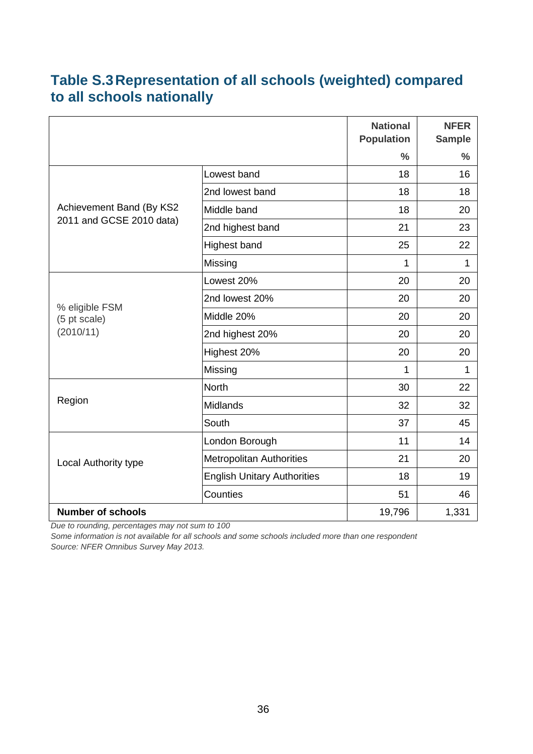## Table S.3 Representation of all schools (weighted) compared to all schools nationally

| | | National Population | NFER Sample |
|---|---|---|---|
| | | % | % |
| Achievement Band (By KS2 2011 and GCSE 2010 data) | Lowest band | 18 | 16 |
| | 2nd lowest band | 18 | 18 |
| | Middle band | 18 | 20 |
| | 2nd highest band | 21 | 23 |
| | Highest band | 25 | 22 |
| | Missing | 1 | 1 |
| % eligible FSM (5 pt scale) (2010/11) | Lowest 20% | 20 | 20 |
| | 2nd lowest 20% | 20 | 20 |
| | Middle 20% | 20 | 20 |
| | 2nd highest 20% | 20 | 20 |
| | Highest 20% | 20 | 20 |
| | Missing | 1 | 1 |
| Region | North | 30 | 22 |
| | Midlands | 32 | 32 |
| | South | 37 | 45 |
| Local Authority type | London Borough | 11 | 14 |
| | Metropolitan Authorities | 21 | 20 |
| | English Unitary Authorities | 18 | 19 |
| | Counties | 51 | 46 |
| **Number of schools** | | 19,796 | 1,331 |

*Due to rounding, percentages may not sum to 100*

*Some information is not available for all schools and some schools included more than one respondent*

*Source: NFER Omnibus Survey May 2013.*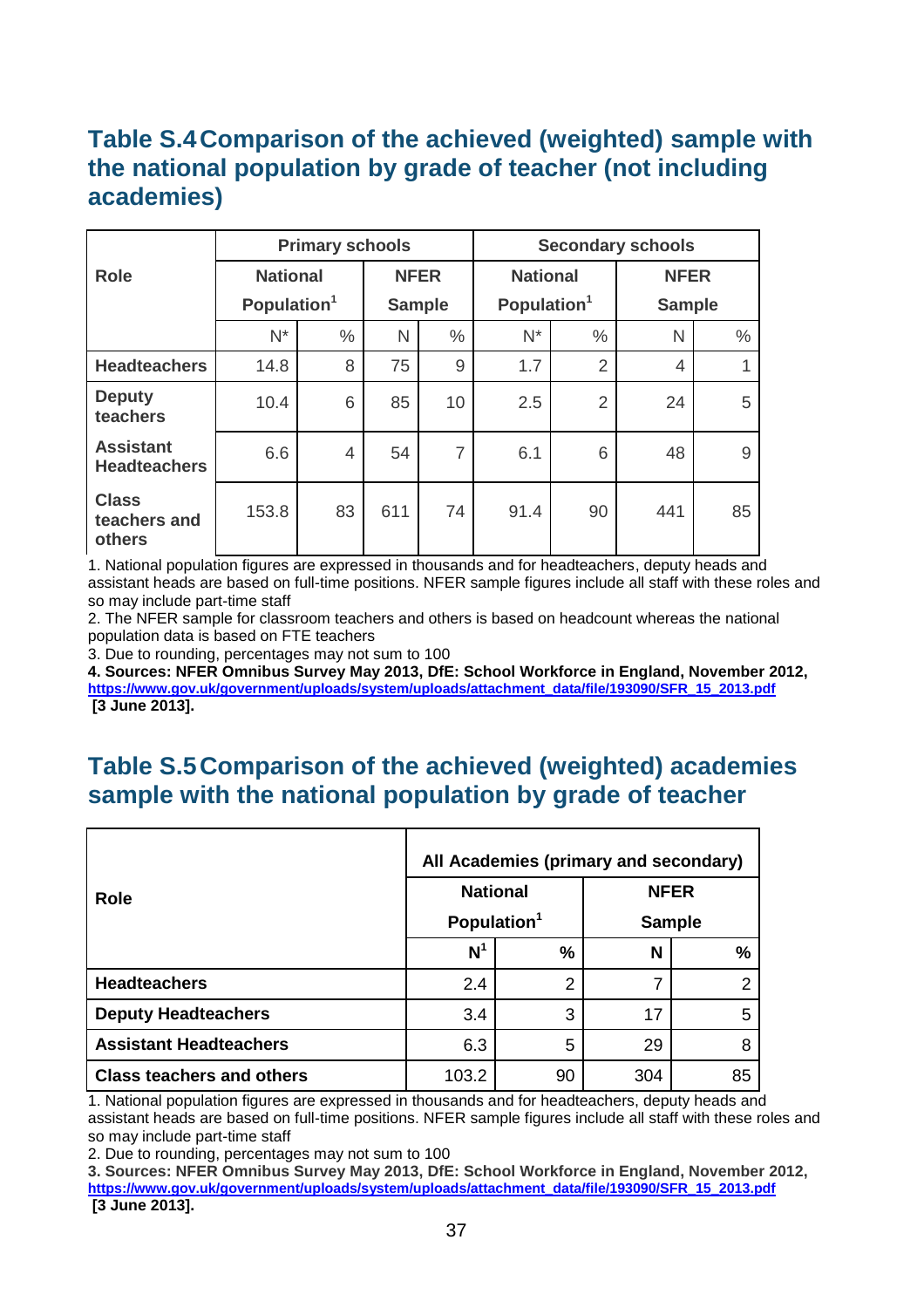## Table S.4 Comparison of the achieved (weighted) sample with the national population by grade of teacher (not including academies)

| Role | Primary schools | | | | Secondary schools | | | |
|---|---|---|---|---|---|---|---|---|
| | National Population[1] | | NFER Sample | | National Population[1] | | NFER Sample | |
| | N* | % | N | % | N* | % | N | % |
| **Headteachers** | 14.8 | 8 | 75 | 9 | 1.7 | 2 | 4 | 1 |
| **Deputy teachers** | 10.4 | 6 | 85 | 10 | 2.5 | 2 | 24 | 5 |
| **Assistant Headteachers** | 6.6 | 4 | 54 | 7 | 6.1 | 6 | 48 | 9 |
| **Class teachers and others** | 153.8 | 83 | 611 | 74 | 91.4 | 90 | 441 | 85 |

1. National population figures are expressed in thousands and for headteachers, deputy heads and assistant heads are based on full-time positions. NFER sample figures include all staff with these roles and so may include part-time staff

2. The NFER sample for classroom teachers and others is based on headcount whereas the national population data is based on FTE teachers

3. Due to rounding, percentages may not sum to 100

**4. Sources: NFER Omnibus Survey May 2013, DfE: School Workforce in England, November 2012, https://www.gov.uk/government/uploads/system/uploads/attachment_data/file/193090/SFR_15_2013.pdf [3 June 2013].**

## Table S.5 Comparison of the achieved (weighted) academies sample with the national population by grade of teacher

| Role | All Academies (primary and secondary) | | | |
|---|---|---|---|---|
| | National Population[1] | | NFER Sample | |
| | **N[1]** | **%** | **N** | **%** |
| **Headteachers** | 2.4 | 2 | 7 | 2 |
| **Deputy Headteachers** | 3.4 | 3 | 17 | 5 |
| **Assistant Headteachers** | 6.3 | 5 | 29 | 8 |
| **Class teachers and others** | 103.2 | 90 | 304 | 85 |

1. National population figures are expressed in thousands and for headteachers, deputy heads and assistant heads are based on full-time positions. NFER sample figures include all staff with these roles and so may include part-time staff

2. Due to rounding, percentages may not sum to 100

**3. Sources: NFER Omnibus Survey May 2013, DfE: School Workforce in England, November 2012, https://www.gov.uk/government/uploads/system/uploads/attachment_data/file/193090/SFR_15_2013.pdf [3 June 2013].**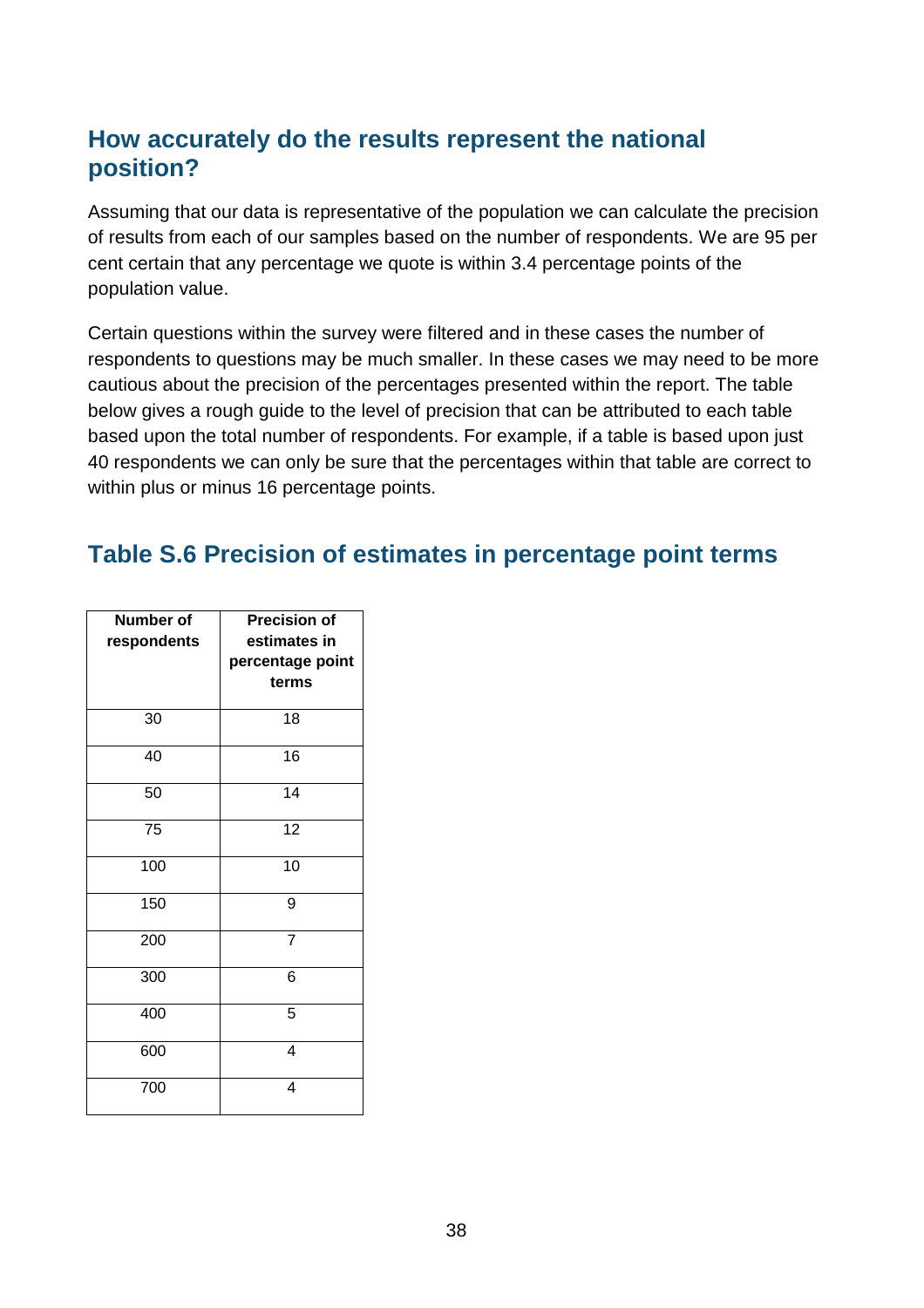## How accurately do the results represent the national position?

Assuming that our data is representative of the population we can calculate the precision of results from each of our samples based on the number of respondents. We are 95 per cent certain that any percentage we quote is within 3.4 percentage points of the population value.

Certain questions within the survey were filtered and in these cases the number of respondents to questions may be much smaller. In these cases we may need to be more cautious about the precision of the percentages presented within the report. The table below gives a rough guide to the level of precision that can be attributed to each table based upon the total number of respondents. For example, if a table is based upon just 40 respondents we can only be sure that the percentages within that table are correct to within plus or minus 16 percentage points.

## Table S.6 Precision of estimates in percentage point terms

| Number of respondents | Precision of estimates in percentage point terms |
|---|---|
| 30 | 18 |
| 40 | 16 |
| 50 | 14 |
| 75 | 12 |
| 100 | 10 |
| 150 | 9 |
| 200 | 7 |
| 300 | 6 |
| 400 | 5 |
| 600 | 4 |
| 700 | 4 |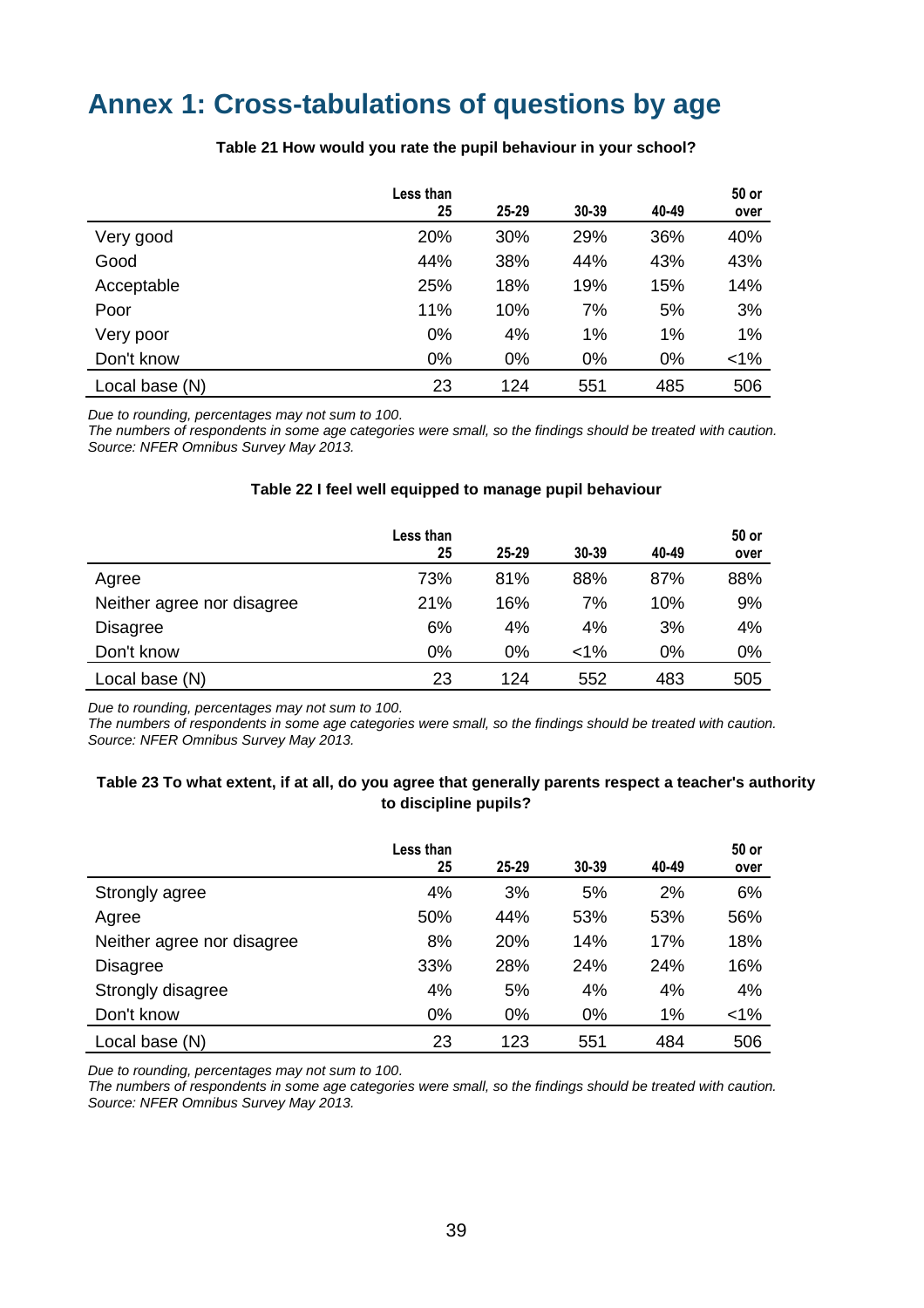# Annex 1: Cross-tabulations of questions by age

**Table 21 How would you rate the pupil behaviour in your school?**

| | Less than 25 | 25-29 | 30-39 | 40-49 | 50 or over |
|---|---|---|---|---|---|
| Very good | 20% | 30% | 29% | 36% | 40% |
| Good | 44% | 38% | 44% | 43% | 43% |
| Acceptable | 25% | 18% | 19% | 15% | 14% |
| Poor | 11% | 10% | 7% | 5% | 3% |
| Very poor | 0% | 4% | 1% | 1% | 1% |
| Don't know | 0% | 0% | 0% | 0% | <1% |
| Local base (N) | 23 | 124 | 551 | 485 | 506 |

*Due to rounding, percentages may not sum to 100.*
*The numbers of respondents in some age categories were small, so the findings should be treated with caution.*
*Source: NFER Omnibus Survey May 2013.*

**Table 22 I feel well equipped to manage pupil behaviour**

| | Less than 25 | 25-29 | 30-39 | 40-49 | 50 or over |
|---|---|---|---|---|---|
| Agree | 73% | 81% | 88% | 87% | 88% |
| Neither agree nor disagree | 21% | 16% | 7% | 10% | 9% |
| Disagree | 6% | 4% | 4% | 3% | 4% |
| Don't know | 0% | 0% | <1% | 0% | 0% |
| Local base (N) | 23 | 124 | 552 | 483 | 505 |

*Due to rounding, percentages may not sum to 100.*
*The numbers of respondents in some age categories were small, so the findings should be treated with caution.*
*Source: NFER Omnibus Survey May 2013.*

**Table 23 To what extent, if at all, do you agree that generally parents respect a teacher's authority to discipline pupils?**

| | Less than 25 | 25-29 | 30-39 | 40-49 | 50 or over |
|---|---|---|---|---|---|
| Strongly agree | 4% | 3% | 5% | 2% | 6% |
| Agree | 50% | 44% | 53% | 53% | 56% |
| Neither agree nor disagree | 8% | 20% | 14% | 17% | 18% |
| Disagree | 33% | 28% | 24% | 24% | 16% |
| Strongly disagree | 4% | 5% | 4% | 4% | 4% |
| Don't know | 0% | 0% | 0% | 1% | <1% |
| Local base (N) | 23 | 123 | 551 | 484 | 506 |

*Due to rounding, percentages may not sum to 100.*
*The numbers of respondents in some age categories were small, so the findings should be treated with caution.*
*Source: NFER Omnibus Survey May 2013.*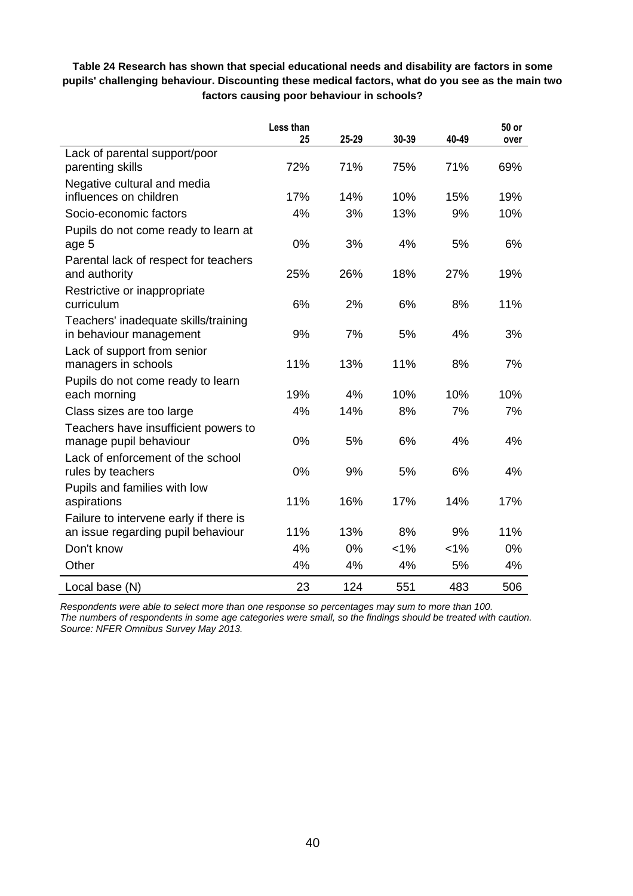**Table 24 Research has shown that special educational needs and disability are factors in some pupils' challenging behaviour. Discounting these medical factors, what do you see as the main two factors causing poor behaviour in schools?**

| | Less than 25 | 25-29 | 30-39 | 40-49 | 50 or over |
|---|---|---|---|---|---|
| Lack of parental support/poor parenting skills | 72% | 71% | 75% | 71% | 69% |
| Negative cultural and media influences on children | 17% | 14% | 10% | 15% | 19% |
| Socio-economic factors | 4% | 3% | 13% | 9% | 10% |
| Pupils do not come ready to learn at age 5 | 0% | 3% | 4% | 5% | 6% |
| Parental lack of respect for teachers and authority | 25% | 26% | 18% | 27% | 19% |
| Restrictive or inappropriate curriculum | 6% | 2% | 6% | 8% | 11% |
| Teachers' inadequate skills/training in behaviour management | 9% | 7% | 5% | 4% | 3% |
| Lack of support from senior managers in schools | 11% | 13% | 11% | 8% | 7% |
| Pupils do not come ready to learn each morning | 19% | 4% | 10% | 10% | 10% |
| Class sizes are too large | 4% | 14% | 8% | 7% | 7% |
| Teachers have insufficient powers to manage pupil behaviour | 0% | 5% | 6% | 4% | 4% |
| Lack of enforcement of the school rules by teachers | 0% | 9% | 5% | 6% | 4% |
| Pupils and families with low aspirations | 11% | 16% | 17% | 14% | 17% |
| Failure to intervene early if there is an issue regarding pupil behaviour | 11% | 13% | 8% | 9% | 11% |
| Don't know | 4% | 0% | <1% | <1% | 0% |
| Other | 4% | 4% | 4% | 5% | 4% |
| Local base (N) | 23 | 124 | 551 | 483 | 506 |

*Respondents were able to select more than one response so percentages may sum to more than 100.*
*The numbers of respondents in some age categories were small, so the findings should be treated with caution.*
*Source: NFER Omnibus Survey May 2013.*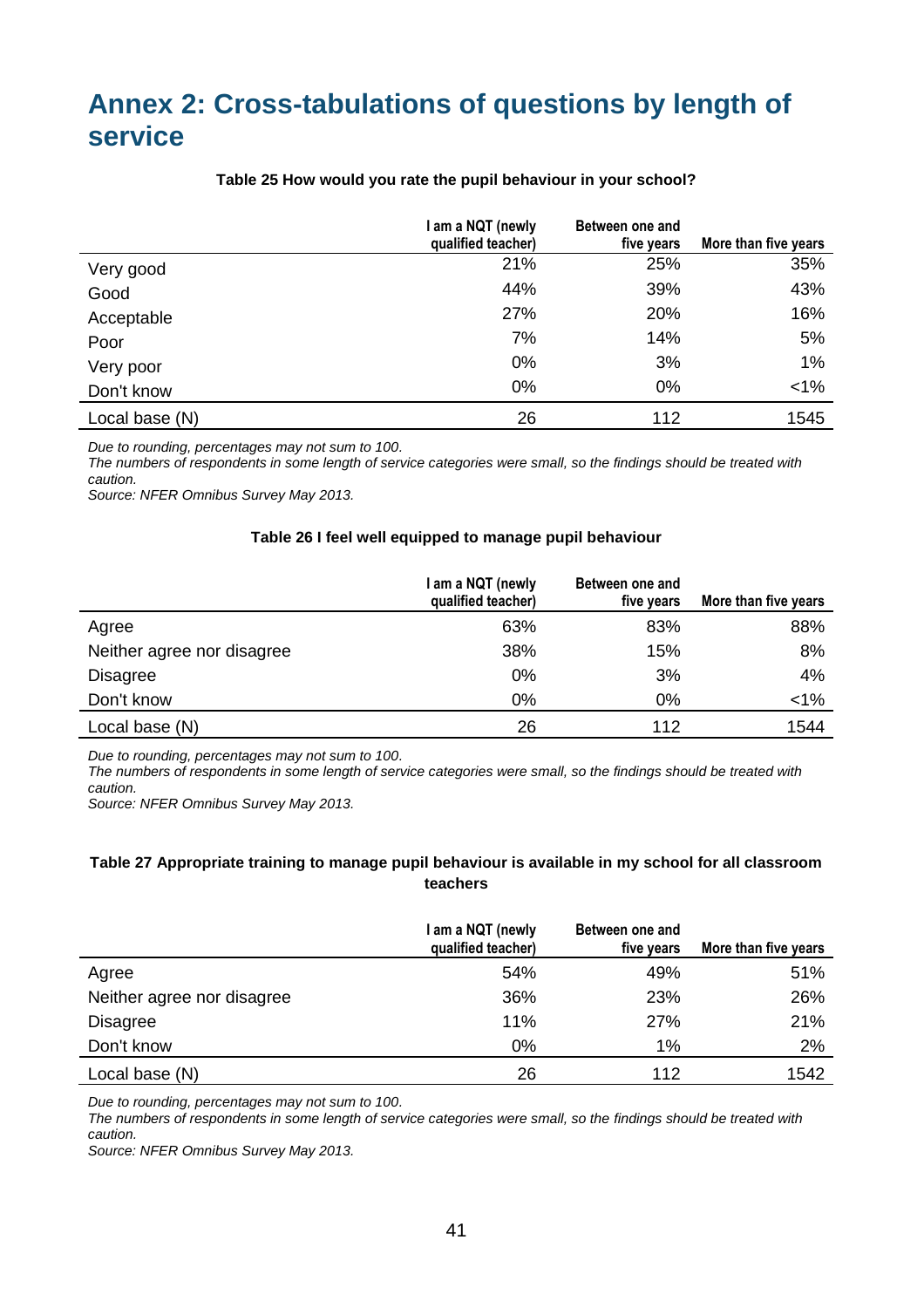# Annex 2: Cross-tabulations of questions by length of service

**Table 25 How would you rate the pupil behaviour in your school?**

| | I am a NQT (newly qualified teacher) | Between one and five years | More than five years |
|---|---|---|---|
| Very good | 21% | 25% | 35% |
| Good | 44% | 39% | 43% |
| Acceptable | 27% | 20% | 16% |
| Poor | 7% | 14% | 5% |
| Very poor | 0% | 3% | 1% |
| Don't know | 0% | 0% | <1% |
| Local base (N) | 26 | 112 | 1545 |

*Due to rounding, percentages may not sum to 100.*
*The numbers of respondents in some length of service categories were small, so the findings should be treated with caution.*
*Source: NFER Omnibus Survey May 2013.*

**Table 26 I feel well equipped to manage pupil behaviour**

| | I am a NQT (newly qualified teacher) | Between one and five years | More than five years |
|---|---|---|---|
| Agree | 63% | 83% | 88% |
| Neither agree nor disagree | 38% | 15% | 8% |
| Disagree | 0% | 3% | 4% |
| Don't know | 0% | 0% | <1% |
| Local base (N) | 26 | 112 | 1544 |

*Due to rounding, percentages may not sum to 100.*
*The numbers of respondents in some length of service categories were small, so the findings should be treated with caution.*
*Source: NFER Omnibus Survey May 2013.*

**Table 27 Appropriate training to manage pupil behaviour is available in my school for all classroom teachers**

| | I am a NQT (newly qualified teacher) | Between one and five years | More than five years |
|---|---|---|---|
| Agree | 54% | 49% | 51% |
| Neither agree nor disagree | 36% | 23% | 26% |
| Disagree | 11% | 27% | 21% |
| Don't know | 0% | 1% | 2% |
| Local base (N) | 26 | 112 | 1542 |

*Due to rounding, percentages may not sum to 100.*
*The numbers of respondents in some length of service categories were small, so the findings should be treated with caution.*
*Source: NFER Omnibus Survey May 2013.*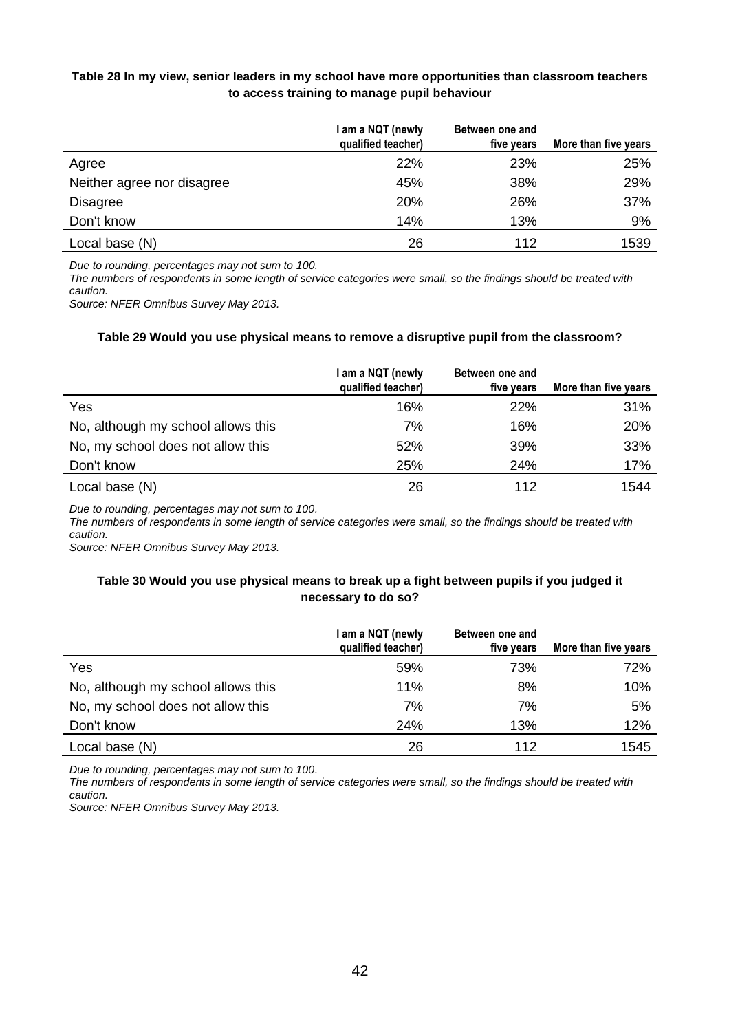**Table 28 In my view, senior leaders in my school have more opportunities than classroom teachers to access training to manage pupil behaviour**

| | I am a NQT (newly qualified teacher) | Between one and five years | More than five years |
|---|---|---|---|
| Agree | 22% | 23% | 25% |
| Neither agree nor disagree | 45% | 38% | 29% |
| Disagree | 20% | 26% | 37% |
| Don't know | 14% | 13% | 9% |
| Local base (N) | 26 | 112 | 1539 |

*Due to rounding, percentages may not sum to 100.*
*The numbers of respondents in some length of service categories were small, so the findings should be treated with caution.*
*Source: NFER Omnibus Survey May 2013.*

**Table 29 Would you use physical means to remove a disruptive pupil from the classroom?**

| | I am a NQT (newly qualified teacher) | Between one and five years | More than five years |
|---|---|---|---|
| Yes | 16% | 22% | 31% |
| No, although my school allows this | 7% | 16% | 20% |
| No, my school does not allow this | 52% | 39% | 33% |
| Don't know | 25% | 24% | 17% |
| Local base (N) | 26 | 112 | 1544 |

*Due to rounding, percentages may not sum to 100.*
*The numbers of respondents in some length of service categories were small, so the findings should be treated with caution.*
*Source: NFER Omnibus Survey May 2013.*

**Table 30 Would you use physical means to break up a fight between pupils if you judged it necessary to do so?**

| | I am a NQT (newly qualified teacher) | Between one and five years | More than five years |
|---|---|---|---|
| Yes | 59% | 73% | 72% |
| No, although my school allows this | 11% | 8% | 10% |
| No, my school does not allow this | 7% | 7% | 5% |
| Don't know | 24% | 13% | 12% |
| Local base (N) | 26 | 112 | 1545 |

*Due to rounding, percentages may not sum to 100.*
*The numbers of respondents in some length of service categories were small, so the findings should be treated with caution.*
*Source: NFER Omnibus Survey May 2013.*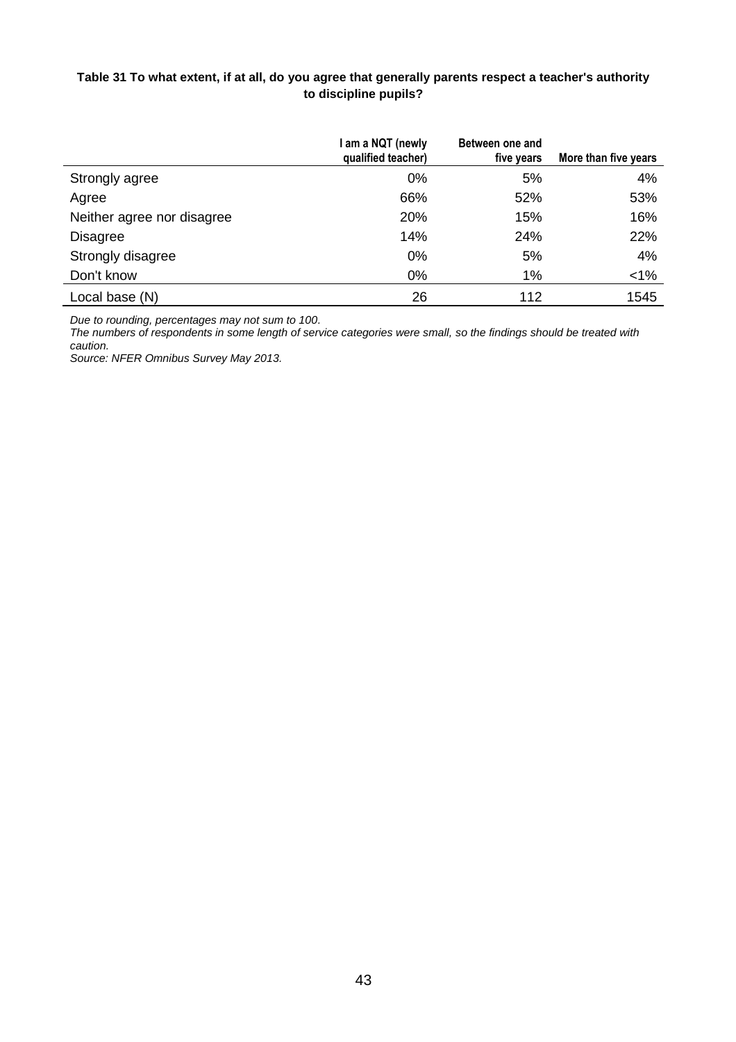**Table 31 To what extent, if at all, do you agree that generally parents respect a teacher's authority to discipline pupils?**

| | I am a NQT (newly qualified teacher) | Between one and five years | More than five years |
|---|---|---|---|
| Strongly agree | 0% | 5% | 4% |
| Agree | 66% | 52% | 53% |
| Neither agree nor disagree | 20% | 15% | 16% |
| Disagree | 14% | 24% | 22% |
| Strongly disagree | 0% | 5% | 4% |
| Don't know | 0% | 1% | <1% |
| Local base (N) | 26 | 112 | 1545 |

*Due to rounding, percentages may not sum to 100.*
*The numbers of respondents in some length of service categories were small, so the findings should be treated with caution.*
*Source: NFER Omnibus Survey May 2013.*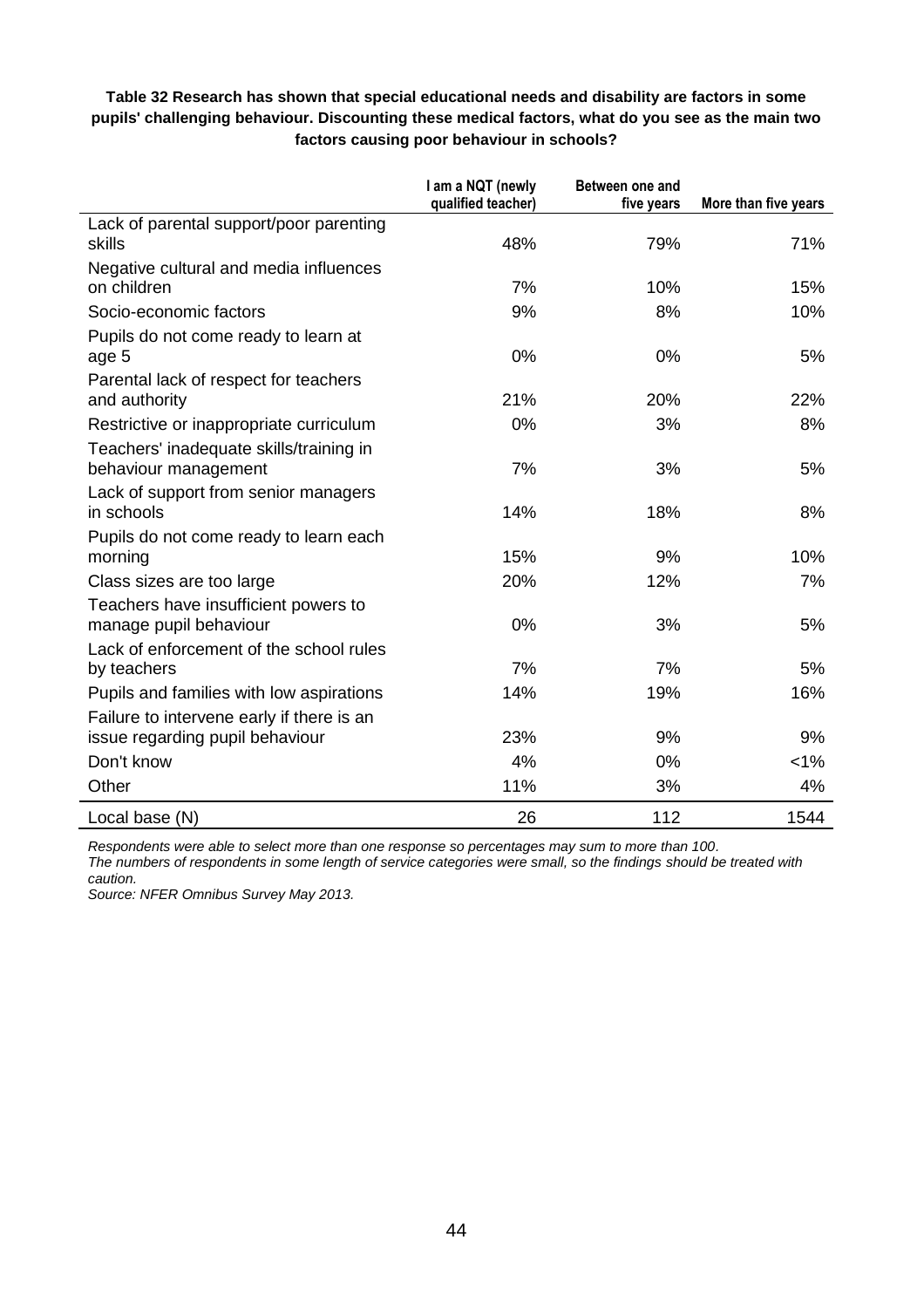**Table 32 Research has shown that special educational needs and disability are factors in some pupils' challenging behaviour. Discounting these medical factors, what do you see as the main two factors causing poor behaviour in schools?**

| | I am a NQT (newly qualified teacher) | Between one and five years | More than five years |
|---|---|---|---|
| Lack of parental support/poor parenting skills | 48% | 79% | 71% |
| Negative cultural and media influences on children | 7% | 10% | 15% |
| Socio-economic factors | 9% | 8% | 10% |
| Pupils do not come ready to learn at age 5 | 0% | 0% | 5% |
| Parental lack of respect for teachers and authority | 21% | 20% | 22% |
| Restrictive or inappropriate curriculum | 0% | 3% | 8% |
| Teachers' inadequate skills/training in behaviour management | 7% | 3% | 5% |
| Lack of support from senior managers in schools | 14% | 18% | 8% |
| Pupils do not come ready to learn each morning | 15% | 9% | 10% |
| Class sizes are too large | 20% | 12% | 7% |
| Teachers have insufficient powers to manage pupil behaviour | 0% | 3% | 5% |
| Lack of enforcement of the school rules by teachers | 7% | 7% | 5% |
| Pupils and families with low aspirations | 14% | 19% | 16% |
| Failure to intervene early if there is an issue regarding pupil behaviour | 23% | 9% | 9% |
| Don't know | 4% | 0% | <1% |
| Other | 11% | 3% | 4% |
| Local base (N) | 26 | 112 | 1544 |

*Respondents were able to select more than one response so percentages may sum to more than 100.*
*The numbers of respondents in some length of service categories were small, so the findings should be treated with caution.*
*Source: NFER Omnibus Survey May 2013.*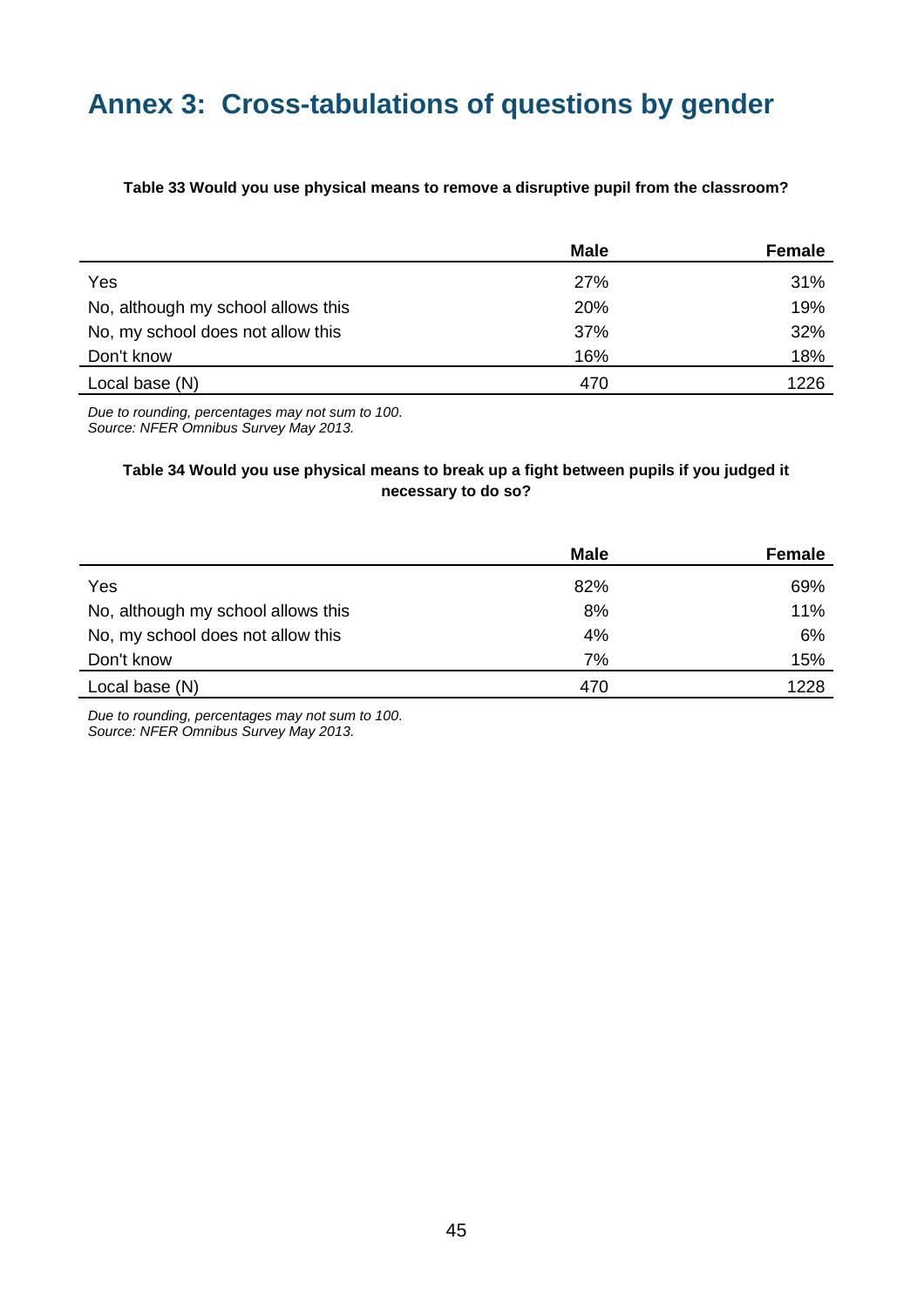# Annex 3: Cross-tabulations of questions by gender

**Table 33 Would you use physical means to remove a disruptive pupil from the classroom?**

| | Male | Female |
|---|---|---|
| Yes | 27% | 31% |
| No, although my school allows this | 20% | 19% |
| No, my school does not allow this | 37% | 32% |
| Don't know | 16% | 18% |
| Local base (N) | 470 | 1226 |

*Due to rounding, percentages may not sum to 100.*
*Source: NFER Omnibus Survey May 2013.*

**Table 34 Would you use physical means to break up a fight between pupils if you judged it necessary to do so?**

| | Male | Female |
|---|---|---|
| Yes | 82% | 69% |
| No, although my school allows this | 8% | 11% |
| No, my school does not allow this | 4% | 6% |
| Don't know | 7% | 15% |
| Local base (N) | 470 | 1228 |

*Due to rounding, percentages may not sum to 100.*
*Source: NFER Omnibus Survey May 2013.*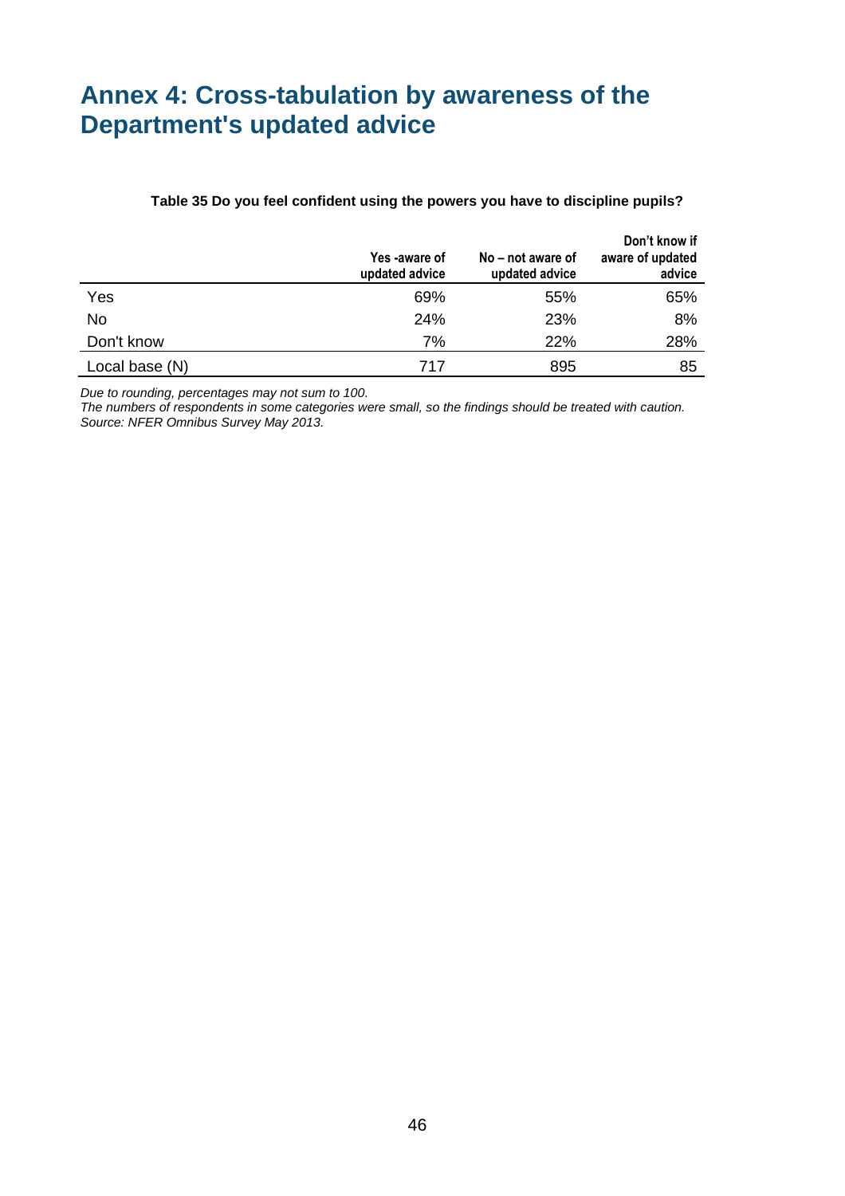# Annex 4: Cross-tabulation by awareness of the Department's updated advice

**Table 35 Do you feel confident using the powers you have to discipline pupils?**

| | Yes -aware of updated advice | No – not aware of updated advice | Don't know if aware of updated advice |
|---|---|---|---|
| Yes | 69% | 55% | 65% |
| No | 24% | 23% | 8% |
| Don't know | 7% | 22% | 28% |
| Local base (N) | 717 | 895 | 85 |

*Due to rounding, percentages may not sum to 100.*
*The numbers of respondents in some categories were small, so the findings should be treated with caution.*
*Source: NFER Omnibus Survey May 2013.*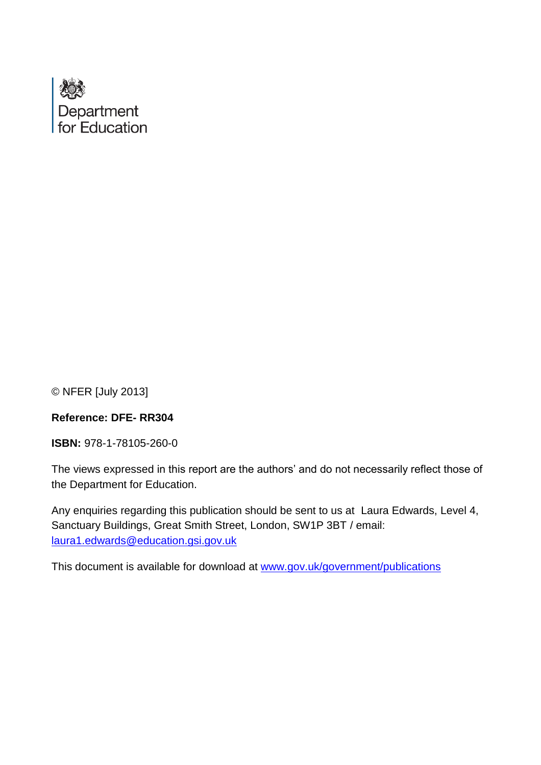Department
for Education

© NFER [July 2013]

**Reference: DFE- RR304**

**ISBN:** 978-1-78105-260-0

The views expressed in this report are the authors' and do not necessarily reflect those of the Department for Education.

Any enquiries regarding this publication should be sent to us at Laura Edwards, Level 4, Sanctuary Buildings, Great Smith Street, London, SW1P 3BT / email: laura1.edwards@education.gsi.gov.uk

This document is available for download at www.gov.uk/government/publications